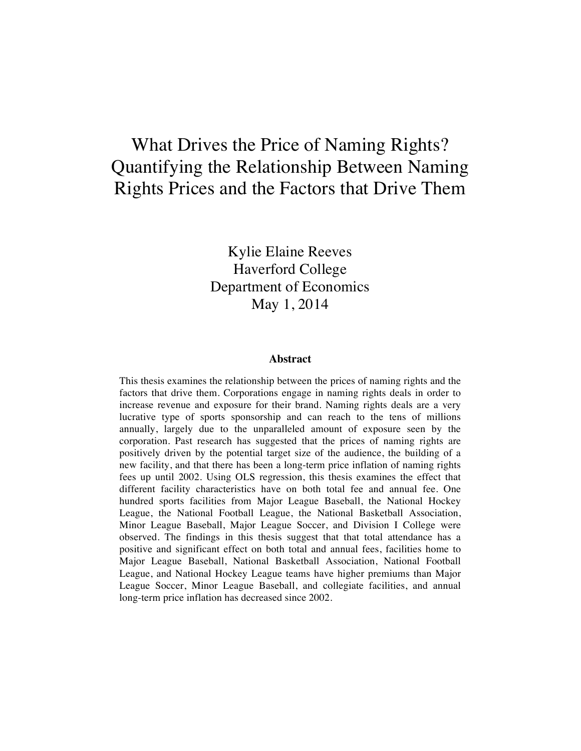# What Drives the Price of Naming Rights? Quantifying the Relationship Between Naming Rights Prices and the Factors that Drive Them

Kylie Elaine Reeves
Haverford College
Department of Economics
May 1, 2014

**Abstract**

This thesis examines the relationship between the prices of naming rights and the factors that drive them. Corporations engage in naming rights deals in order to increase revenue and exposure for their brand. Naming rights deals are a very lucrative type of sports sponsorship and can reach to the tens of millions annually, largely due to the unparalleled amount of exposure seen by the corporation. Past research has suggested that the prices of naming rights are positively driven by the potential target size of the audience, the building of a new facility, and that there has been a long-term price inflation of naming rights fees up until 2002. Using OLS regression, this thesis examines the effect that different facility characteristics have on both total fee and annual fee. One hundred sports facilities from Major League Baseball, the National Hockey League, the National Football League, the National Basketball Association, Minor League Baseball, Major League Soccer, and Division I College were observed. The findings in this thesis suggest that that total attendance has a positive and significant effect on both total and annual fees, facilities home to Major League Baseball, National Basketball Association, National Football League, and National Hockey League teams have higher premiums than Major League Soccer, Minor League Baseball, and collegiate facilities, and annual long-term price inflation has decreased since 2002.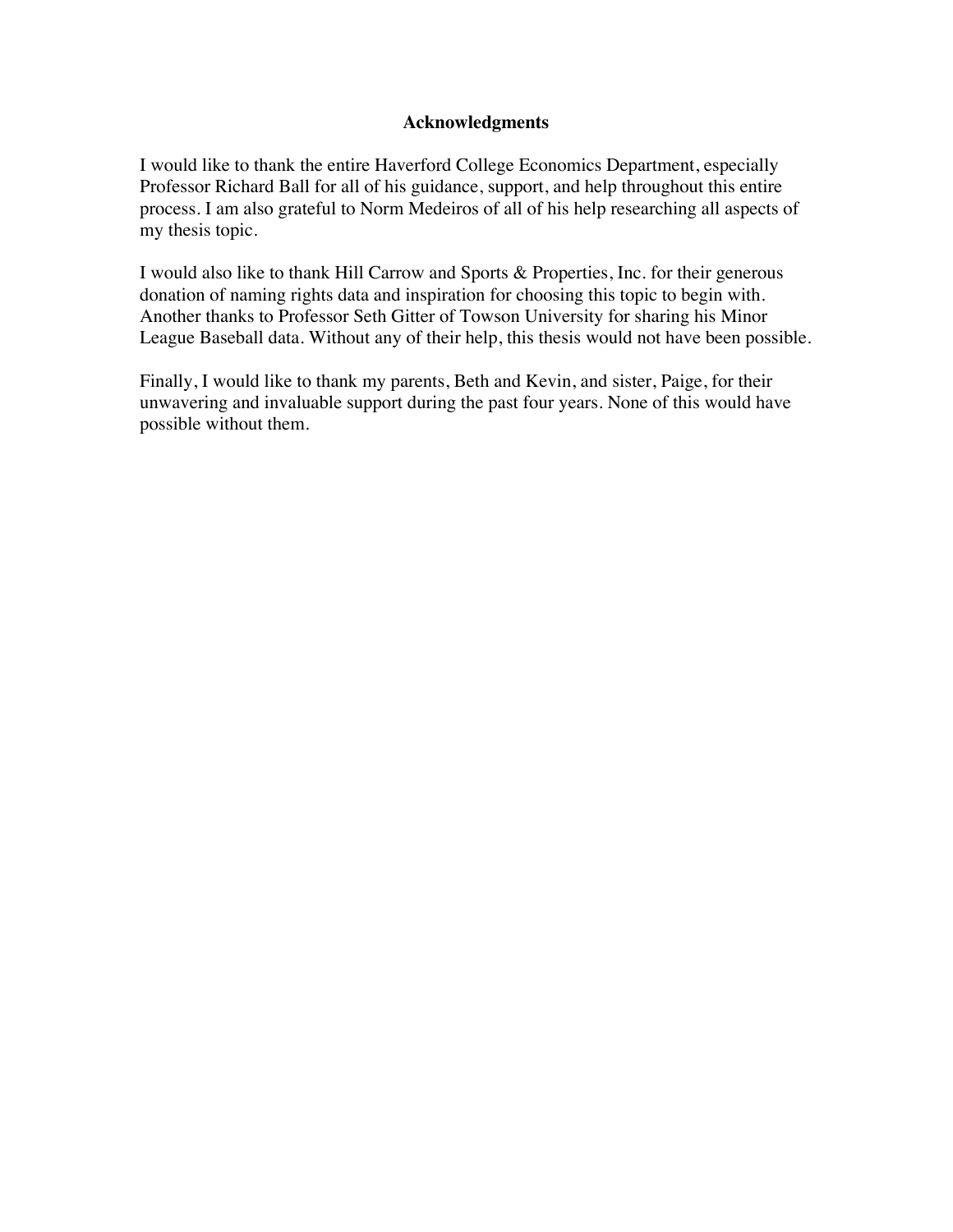**Acknowledgments**

I would like to thank the entire Haverford College Economics Department, especially Professor Richard Ball for all of his guidance, support, and help throughout this entire process. I am also grateful to Norm Medeiros of all of his help researching all aspects of my thesis topic.

I would also like to thank Hill Carrow and Sports & Properties, Inc. for their generous donation of naming rights data and inspiration for choosing this topic to begin with. Another thanks to Professor Seth Gitter of Towson University for sharing his Minor League Baseball data. Without any of their help, this thesis would not have been possible.

Finally, I would like to thank my parents, Beth and Kevin, and sister, Paige, for their unwavering and invaluable support during the past four years. None of this would have possible without them.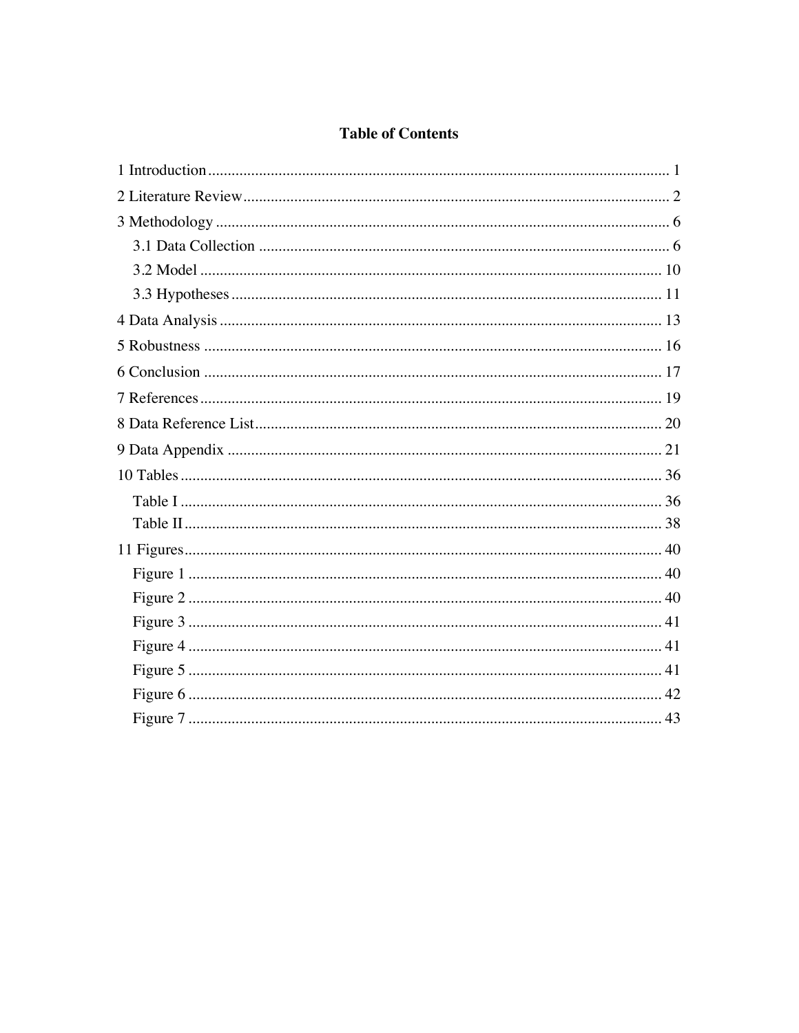# Table of Contents

1 Introduction ..................................................................................................................... 1

2 Literature Review ........................................................................................................... 2

3 Methodology .................................................................................................................. 6

  3.1 Data Collection ........................................................................................................ 6

  3.2 Model ..................................................................................................................... 10

  3.3 Hypotheses ............................................................................................................. 11

4 Data Analysis ................................................................................................................ 13

5 Robustness .................................................................................................................... 16

6 Conclusion .................................................................................................................... 17

7 References ..................................................................................................................... 19

8 Data Reference List ....................................................................................................... 20

9 Data Appendix .............................................................................................................. 21

10 Tables .......................................................................................................................... 36

  Table I .......................................................................................................................... 36

  Table II ......................................................................................................................... 38

11 Figures ......................................................................................................................... 40

  Figure 1 ........................................................................................................................ 40

  Figure 2 ........................................................................................................................ 40

  Figure 3 ........................................................................................................................ 41

  Figure 4 ........................................................................................................................ 41

  Figure 5 ........................................................................................................................ 41

  Figure 6 ........................................................................................................................ 42

  Figure 7 ........................................................................................................................ 43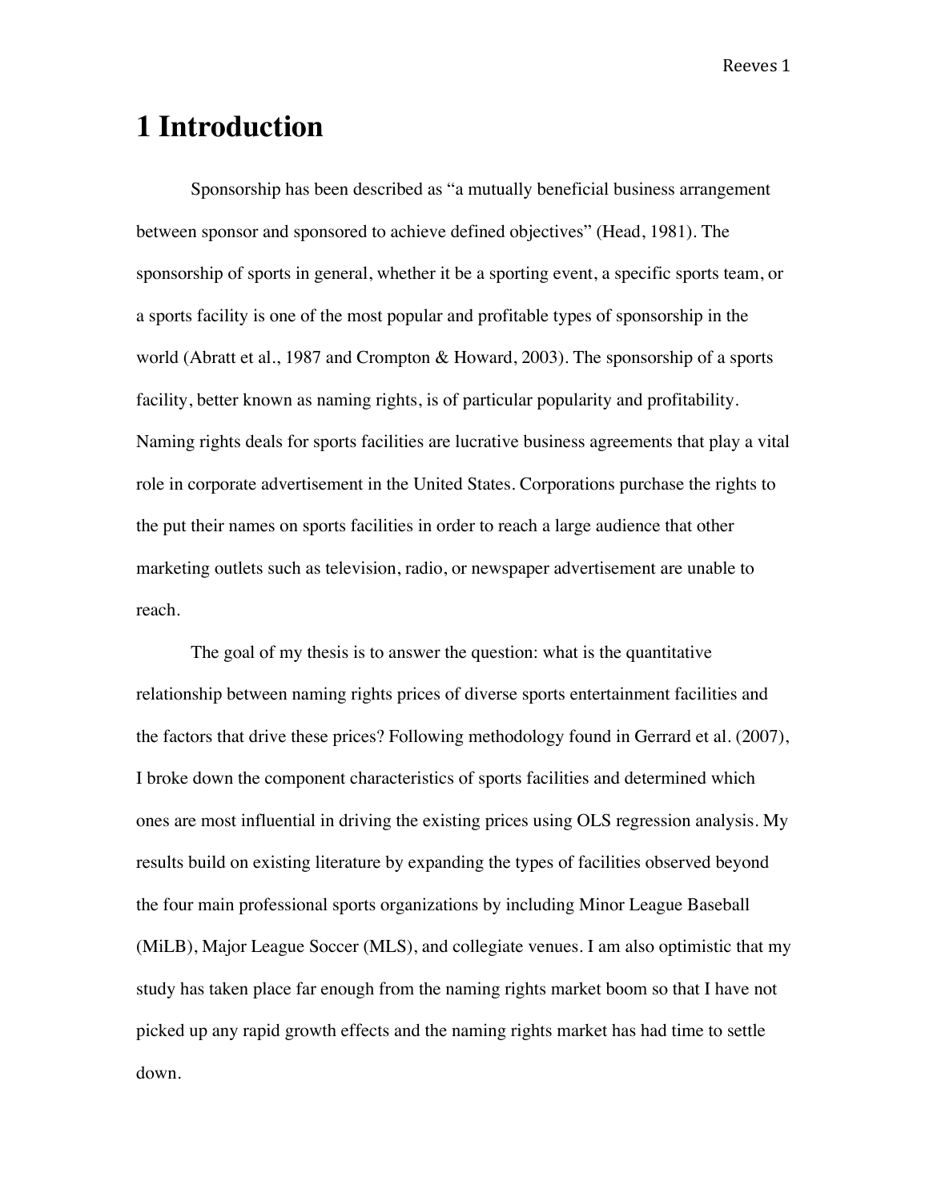# 1 Introduction

Sponsorship has been described as "a mutually beneficial business arrangement between sponsor and sponsored to achieve defined objectives" (Head, 1981). The sponsorship of sports in general, whether it be a sporting event, a specific sports team, or a sports facility is one of the most popular and profitable types of sponsorship in the world (Abratt et al., 1987 and Crompton & Howard, 2003). The sponsorship of a sports facility, better known as naming rights, is of particular popularity and profitability. Naming rights deals for sports facilities are lucrative business agreements that play a vital role in corporate advertisement in the United States. Corporations purchase the rights to the put their names on sports facilities in order to reach a large audience that other marketing outlets such as television, radio, or newspaper advertisement are unable to reach.

The goal of my thesis is to answer the question: what is the quantitative relationship between naming rights prices of diverse sports entertainment facilities and the factors that drive these prices? Following methodology found in Gerrard et al. (2007), I broke down the component characteristics of sports facilities and determined which ones are most influential in driving the existing prices using OLS regression analysis. My results build on existing literature by expanding the types of facilities observed beyond the four main professional sports organizations by including Minor League Baseball (MiLB), Major League Soccer (MLS), and collegiate venues. I am also optimistic that my study has taken place far enough from the naming rights market boom so that I have not picked up any rapid growth effects and the naming rights market has had time to settle down.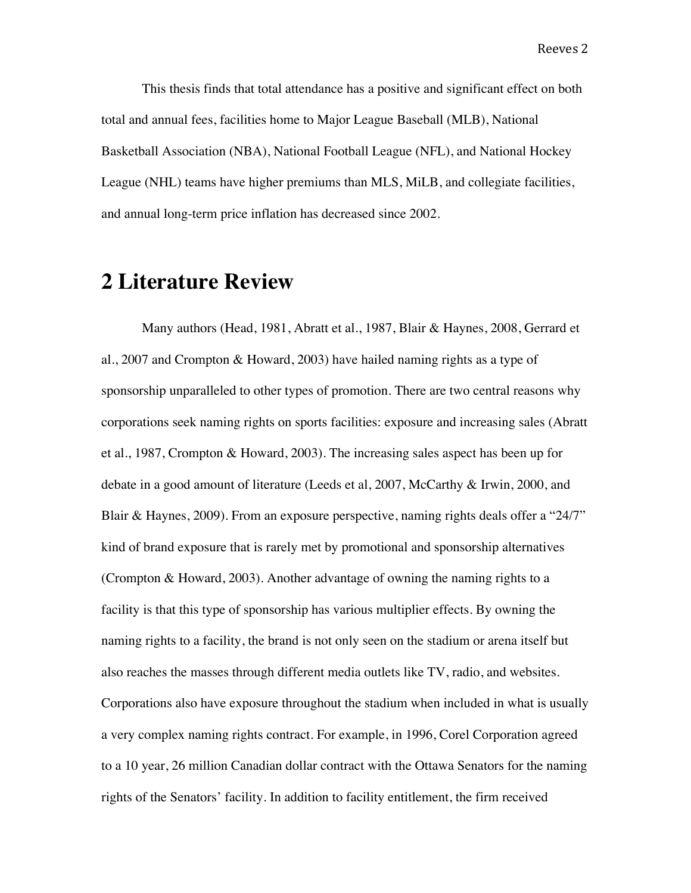This thesis finds that total attendance has a positive and significant effect on both total and annual fees, facilities home to Major League Baseball (MLB), National Basketball Association (NBA), National Football League (NFL), and National Hockey League (NHL) teams have higher premiums than MLS, MiLB, and collegiate facilities, and annual long-term price inflation has decreased since 2002.

# 2 Literature Review

Many authors (Head, 1981, Abratt et al., 1987, Blair & Haynes, 2008, Gerrard et al., 2007 and Crompton & Howard, 2003) have hailed naming rights as a type of sponsorship unparalleled to other types of promotion. There are two central reasons why corporations seek naming rights on sports facilities: exposure and increasing sales (Abratt et al., 1987, Crompton & Howard, 2003). The increasing sales aspect has been up for debate in a good amount of literature (Leeds et al, 2007, McCarthy & Irwin, 2000, and Blair & Haynes, 2009). From an exposure perspective, naming rights deals offer a "24/7" kind of brand exposure that is rarely met by promotional and sponsorship alternatives (Crompton & Howard, 2003). Another advantage of owning the naming rights to a facility is that this type of sponsorship has various multiplier effects. By owning the naming rights to a facility, the brand is not only seen on the stadium or arena itself but also reaches the masses through different media outlets like TV, radio, and websites. Corporations also have exposure throughout the stadium when included in what is usually a very complex naming rights contract. For example, in 1996, Corel Corporation agreed to a 10 year, 26 million Canadian dollar contract with the Ottawa Senators for the naming rights of the Senators' facility. In addition to facility entitlement, the firm received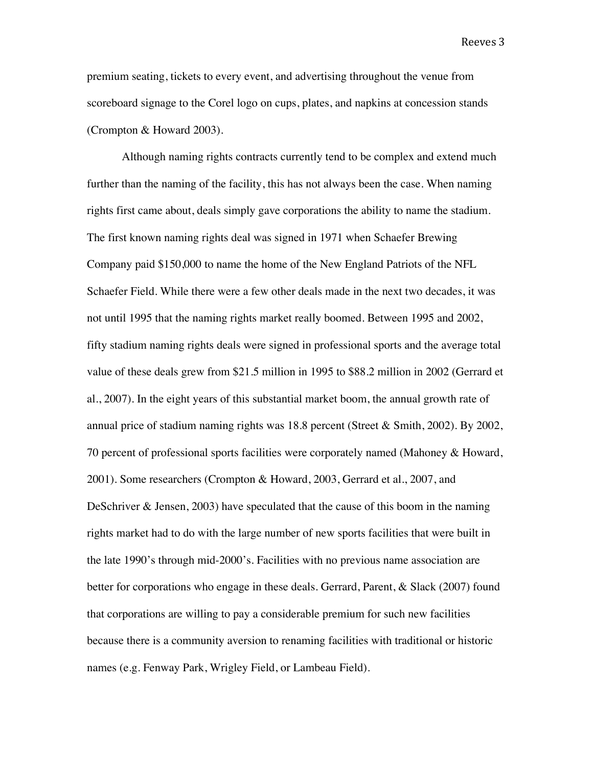premium seating, tickets to every event, and advertising throughout the venue from scoreboard signage to the Corel logo on cups, plates, and napkins at concession stands (Crompton & Howard 2003).

Although naming rights contracts currently tend to be complex and extend much further than the naming of the facility, this has not always been the case. When naming rights first came about, deals simply gave corporations the ability to name the stadium. The first known naming rights deal was signed in 1971 when Schaefer Brewing Company paid $150,000 to name the home of the New England Patriots of the NFL Schaefer Field. While there were a few other deals made in the next two decades, it was not until 1995 that the naming rights market really boomed. Between 1995 and 2002, fifty stadium naming rights deals were signed in professional sports and the average total value of these deals grew from $21.5 million in 1995 to $88.2 million in 2002 (Gerrard et al., 2007). In the eight years of this substantial market boom, the annual growth rate of annual price of stadium naming rights was 18.8 percent (Street & Smith, 2002). By 2002, 70 percent of professional sports facilities were corporately named (Mahoney & Howard, 2001). Some researchers (Crompton & Howard, 2003, Gerrard et al., 2007, and DeSchriver & Jensen, 2003) have speculated that the cause of this boom in the naming rights market had to do with the large number of new sports facilities that were built in the late 1990's through mid-2000's. Facilities with no previous name association are better for corporations who engage in these deals. Gerrard, Parent, & Slack (2007) found that corporations are willing to pay a considerable premium for such new facilities because there is a community aversion to renaming facilities with traditional or historic names (e.g. Fenway Park, Wrigley Field, or Lambeau Field).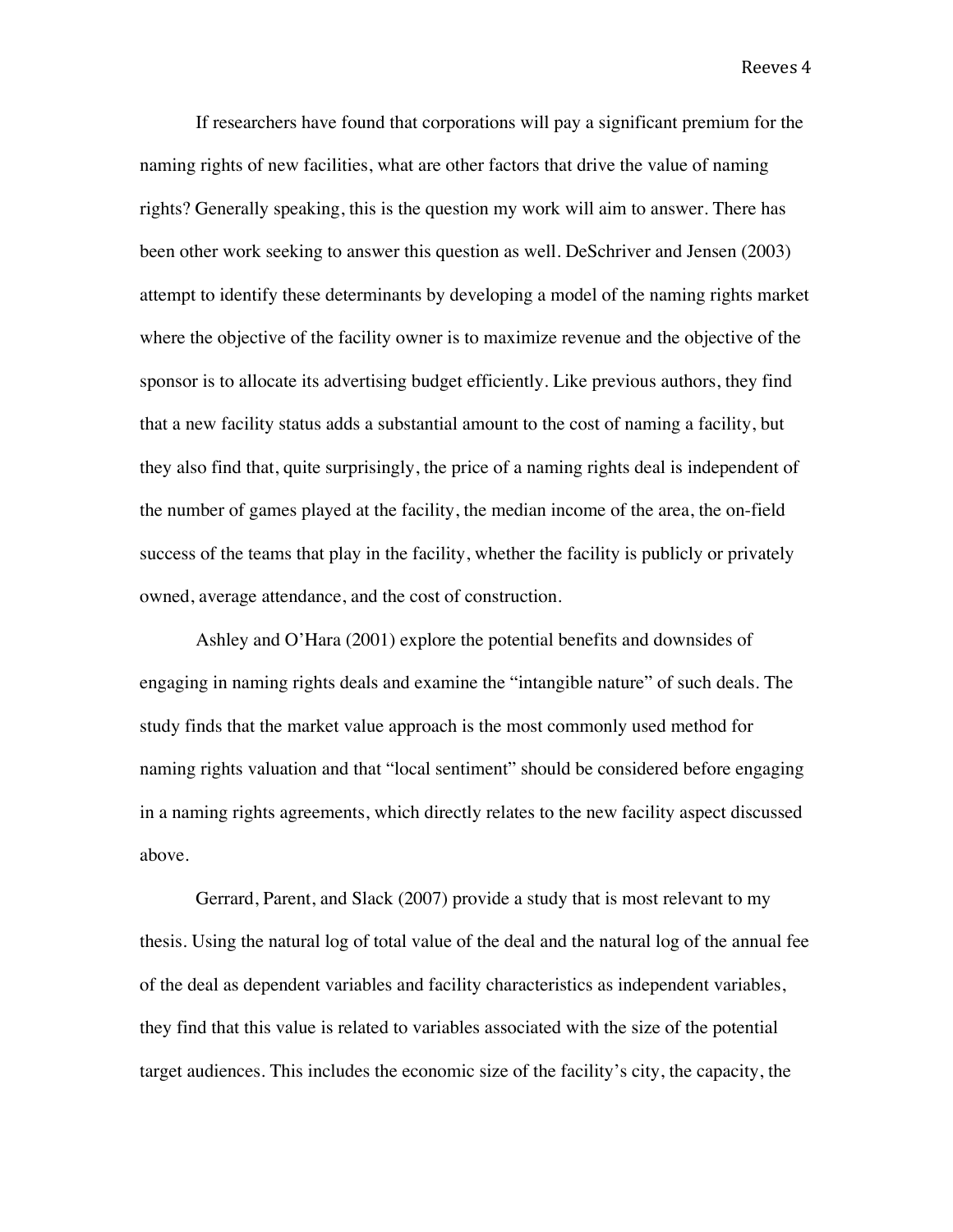If researchers have found that corporations will pay a significant premium for the naming rights of new facilities, what are other factors that drive the value of naming rights? Generally speaking, this is the question my work will aim to answer. There has been other work seeking to answer this question as well. DeSchriver and Jensen (2003) attempt to identify these determinants by developing a model of the naming rights market where the objective of the facility owner is to maximize revenue and the objective of the sponsor is to allocate its advertising budget efficiently. Like previous authors, they find that a new facility status adds a substantial amount to the cost of naming a facility, but they also find that, quite surprisingly, the price of a naming rights deal is independent of the number of games played at the facility, the median income of the area, the on-field success of the teams that play in the facility, whether the facility is publicly or privately owned, average attendance, and the cost of construction.

Ashley and O'Hara (2001) explore the potential benefits and downsides of engaging in naming rights deals and examine the "intangible nature" of such deals. The study finds that the market value approach is the most commonly used method for naming rights valuation and that "local sentiment" should be considered before engaging in a naming rights agreements, which directly relates to the new facility aspect discussed above.

Gerrard, Parent, and Slack (2007) provide a study that is most relevant to my thesis. Using the natural log of total value of the deal and the natural log of the annual fee of the deal as dependent variables and facility characteristics as independent variables, they find that this value is related to variables associated with the size of the potential target audiences. This includes the economic size of the facility's city, the capacity, the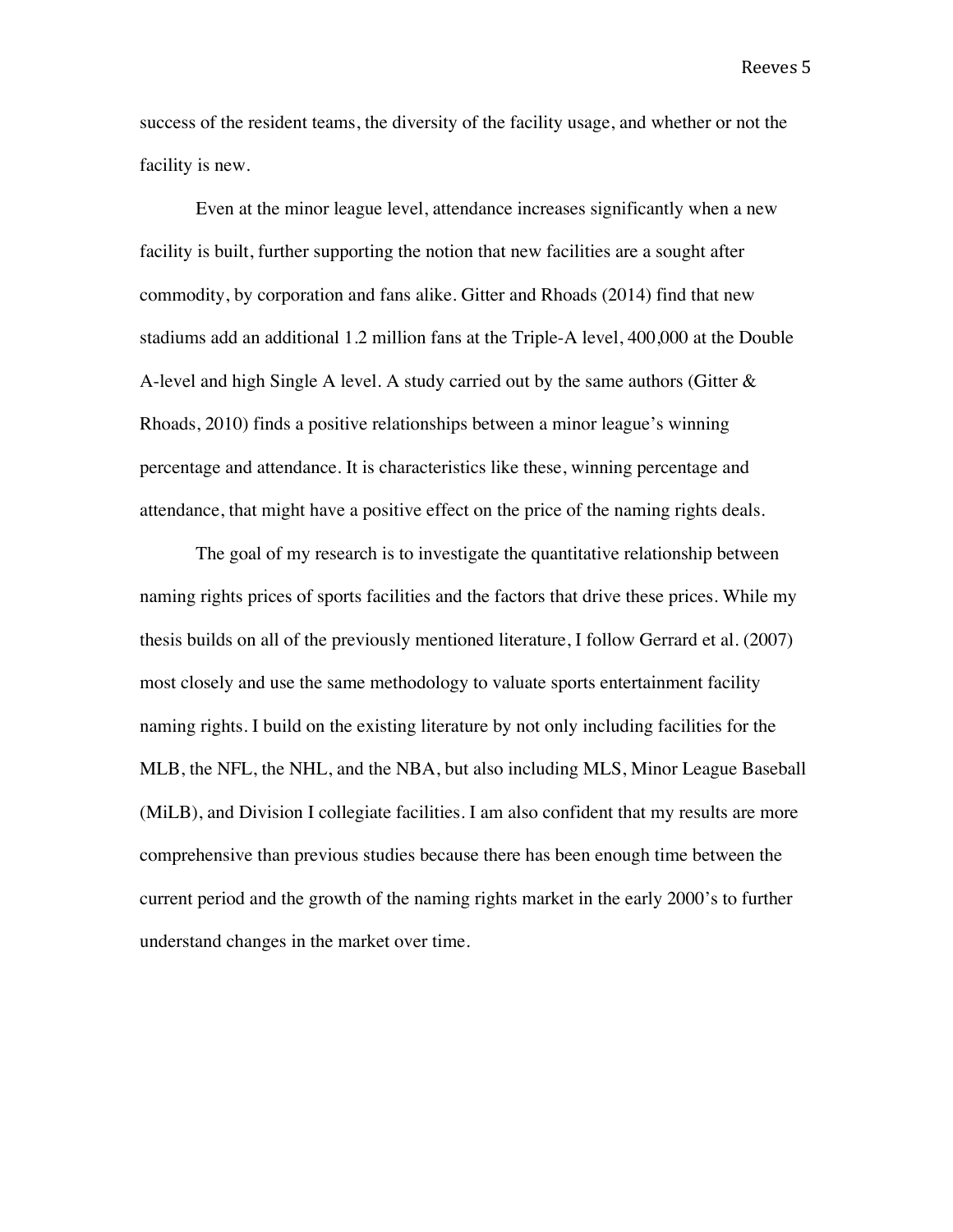success of the resident teams, the diversity of the facility usage, and whether or not the facility is new.

Even at the minor league level, attendance increases significantly when a new facility is built, further supporting the notion that new facilities are a sought after commodity, by corporation and fans alike. Gitter and Rhoads (2014) find that new stadiums add an additional 1.2 million fans at the Triple-A level, 400,000 at the Double A-level and high Single A level. A study carried out by the same authors (Gitter & Rhoads, 2010) finds a positive relationships between a minor league's winning percentage and attendance. It is characteristics like these, winning percentage and attendance, that might have a positive effect on the price of the naming rights deals.

The goal of my research is to investigate the quantitative relationship between naming rights prices of sports facilities and the factors that drive these prices. While my thesis builds on all of the previously mentioned literature, I follow Gerrard et al. (2007) most closely and use the same methodology to valuate sports entertainment facility naming rights. I build on the existing literature by not only including facilities for the MLB, the NFL, the NHL, and the NBA, but also including MLS, Minor League Baseball (MiLB), and Division I collegiate facilities. I am also confident that my results are more comprehensive than previous studies because there has been enough time between the current period and the growth of the naming rights market in the early 2000's to further understand changes in the market over time.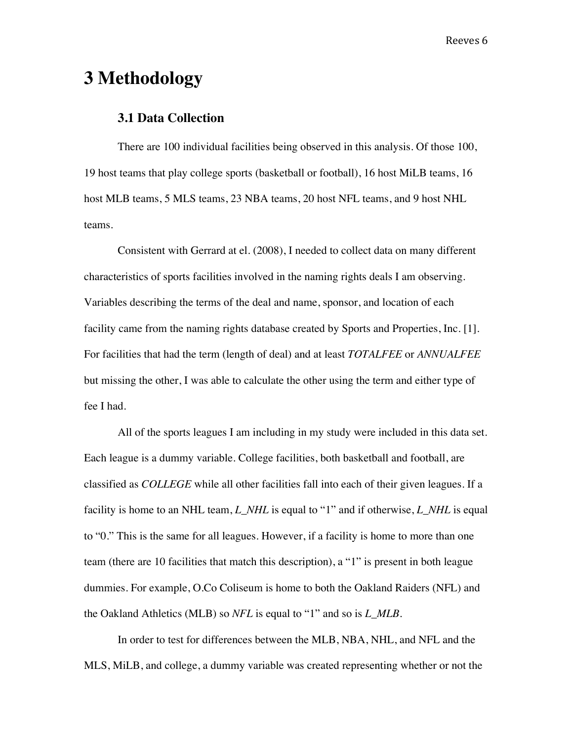# 3 Methodology

## 3.1 Data Collection

There are 100 individual facilities being observed in this analysis. Of those 100, 19 host teams that play college sports (basketball or football), 16 host MiLB teams, 16 host MLB teams, 5 MLS teams, 23 NBA teams, 20 host NFL teams, and 9 host NHL teams.

Consistent with Gerrard at el. (2008), I needed to collect data on many different characteristics of sports facilities involved in the naming rights deals I am observing. Variables describing the terms of the deal and name, sponsor, and location of each facility came from the naming rights database created by Sports and Properties, Inc. [1]. For facilities that had the term (length of deal) and at least *TOTALFEE* or *ANNUALFEE* but missing the other, I was able to calculate the other using the term and either type of fee I had.

All of the sports leagues I am including in my study were included in this data set. Each league is a dummy variable. College facilities, both basketball and football, are classified as *COLLEGE* while all other facilities fall into each of their given leagues. If a facility is home to an NHL team, *L_NHL* is equal to "1" and if otherwise, *L_NHL* is equal to "0." This is the same for all leagues. However, if a facility is home to more than one team (there are 10 facilities that match this description), a "1" is present in both league dummies. For example, O.Co Coliseum is home to both the Oakland Raiders (NFL) and the Oakland Athletics (MLB) so *NFL* is equal to "1" and so is *L_MLB*.

In order to test for differences between the MLB, NBA, NHL, and NFL and the MLS, MiLB, and college, a dummy variable was created representing whether or not the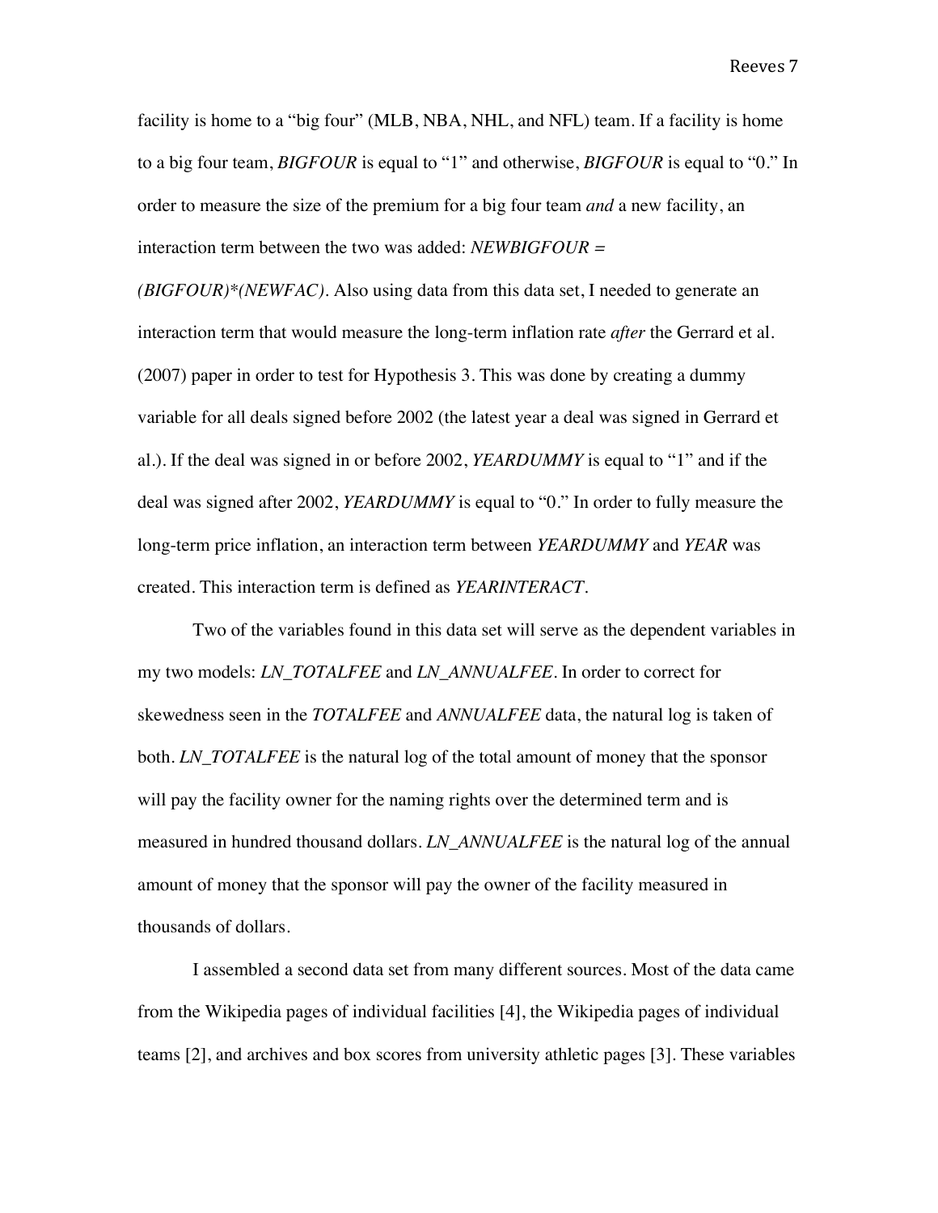facility is home to a "big four" (MLB, NBA, NHL, and NFL) team. If a facility is home to a big four team, *BIGFOUR* is equal to "1" and otherwise, *BIGFOUR* is equal to "0." In order to measure the size of the premium for a big four team *and* a new facility, an interaction term between the two was added: *NEWBIGFOUR = (BIGFOUR)*(NEWFAC)*. Also using data from this data set, I needed to generate an interaction term that would measure the long-term inflation rate *after* the Gerrard et al. (2007) paper in order to test for Hypothesis 3. This was done by creating a dummy variable for all deals signed before 2002 (the latest year a deal was signed in Gerrard et al.). If the deal was signed in or before 2002, *YEARDUMMY* is equal to "1" and if the deal was signed after 2002, *YEARDUMMY* is equal to "0." In order to fully measure the long-term price inflation, an interaction term between *YEARDUMMY* and *YEAR* was created. This interaction term is defined as *YEARINTERACT*.

Two of the variables found in this data set will serve as the dependent variables in my two models: *LN_TOTALFEE* and *LN_ANNUALFEE*. In order to correct for skewedness seen in the *TOTALFEE* and *ANNUALFEE* data, the natural log is taken of both. *LN_TOTALFEE* is the natural log of the total amount of money that the sponsor will pay the facility owner for the naming rights over the determined term and is measured in hundred thousand dollars. *LN_ANNUALFEE* is the natural log of the annual amount of money that the sponsor will pay the owner of the facility measured in thousands of dollars.

I assembled a second data set from many different sources. Most of the data came from the Wikipedia pages of individual facilities [4], the Wikipedia pages of individual teams [2], and archives and box scores from university athletic pages [3]. These variables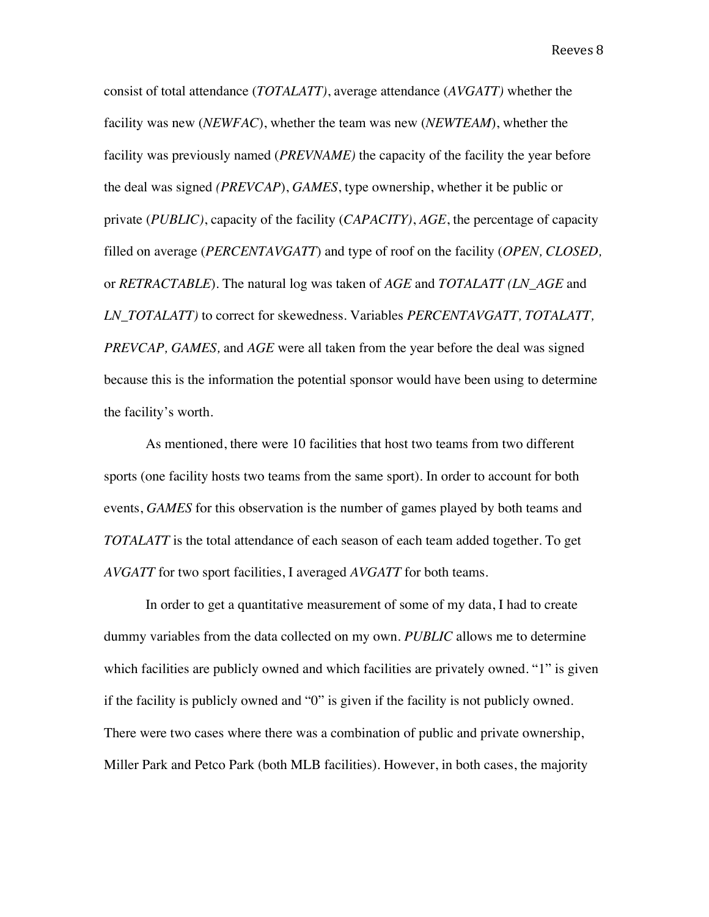consist of total attendance (*TOTALATT)*, average attendance (*AVGATT)* whether the facility was new (*NEWFAC*), whether the team was new (*NEWTEAM*), whether the facility was previously named (*PREVNAME)* the capacity of the facility the year before the deal was signed *(PREVCAP*), *GAMES*, type ownership, whether it be public or private (*PUBLIC)*, capacity of the facility (*CAPACITY)*, *AGE*, the percentage of capacity filled on average (*PERCENTAVGATT*) and type of roof on the facility (*OPEN, CLOSED,* or *RETRACTABLE*). The natural log was taken of *AGE* and *TOTALATT (LN_AGE* and *LN_TOTALATT)* to correct for skewedness. Variables *PERCENTAVGATT, TOTALATT, PREVCAP, GAMES,* and *AGE* were all taken from the year before the deal was signed because this is the information the potential sponsor would have been using to determine the facility's worth.

As mentioned, there were 10 facilities that host two teams from two different sports (one facility hosts two teams from the same sport). In order to account for both events, *GAMES* for this observation is the number of games played by both teams and *TOTALATT* is the total attendance of each season of each team added together. To get *AVGATT* for two sport facilities, I averaged *AVGATT* for both teams.

In order to get a quantitative measurement of some of my data, I had to create dummy variables from the data collected on my own. *PUBLIC* allows me to determine which facilities are publicly owned and which facilities are privately owned. "1" is given if the facility is publicly owned and "0" is given if the facility is not publicly owned. There were two cases where there was a combination of public and private ownership, Miller Park and Petco Park (both MLB facilities). However, in both cases, the majority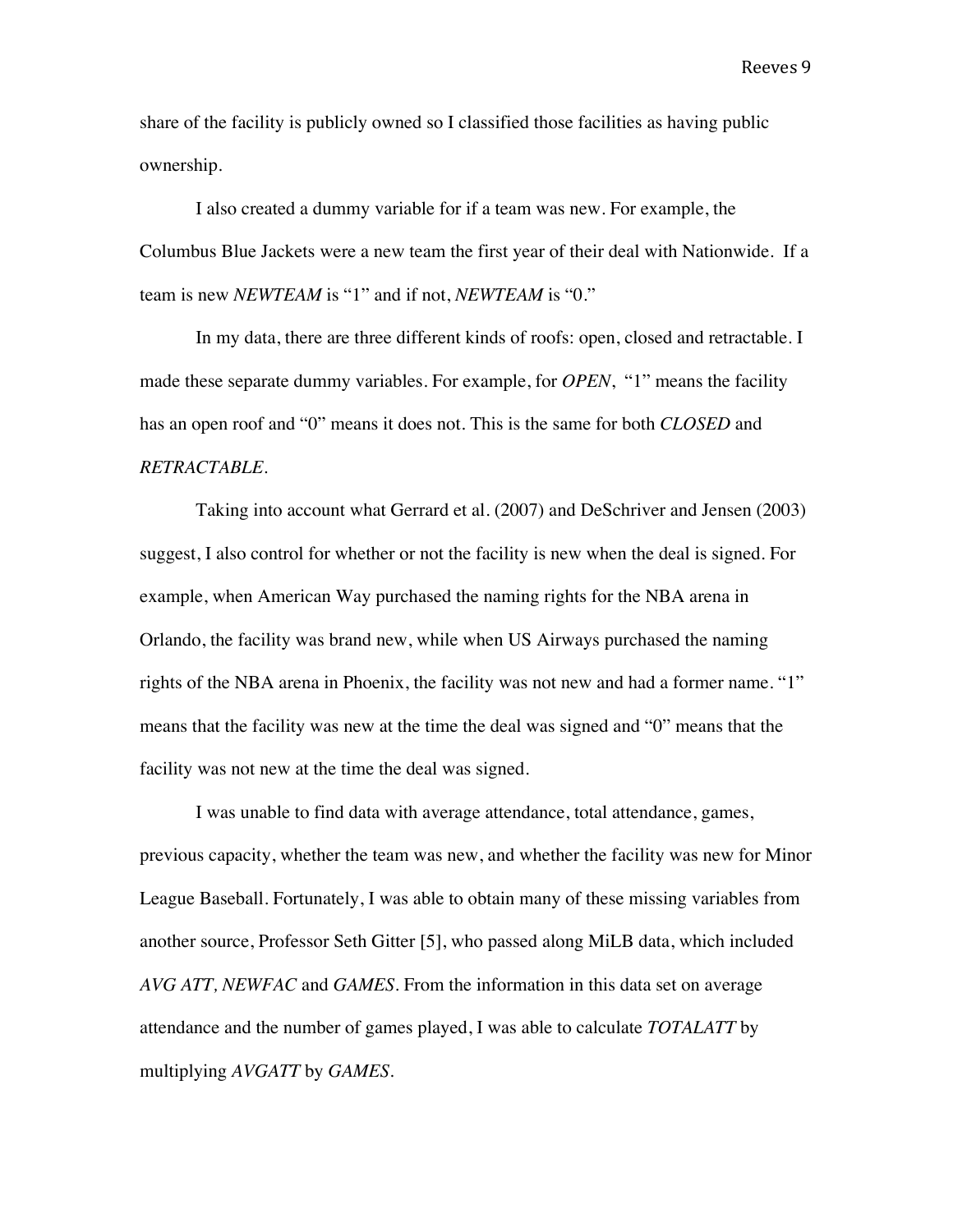share of the facility is publicly owned so I classified those facilities as having public ownership.

I also created a dummy variable for if a team was new. For example, the Columbus Blue Jackets were a new team the first year of their deal with Nationwide. If a team is new *NEWTEAM* is "1" and if not, *NEWTEAM* is "0."

In my data, there are three different kinds of roofs: open, closed and retractable. I made these separate dummy variables. For example, for *OPEN*, "1" means the facility has an open roof and "0" means it does not. This is the same for both *CLOSED* and *RETRACTABLE*.

Taking into account what Gerrard et al. (2007) and DeSchriver and Jensen (2003) suggest, I also control for whether or not the facility is new when the deal is signed. For example, when American Way purchased the naming rights for the NBA arena in Orlando, the facility was brand new, while when US Airways purchased the naming rights of the NBA arena in Phoenix, the facility was not new and had a former name. "1" means that the facility was new at the time the deal was signed and "0" means that the facility was not new at the time the deal was signed.

I was unable to find data with average attendance, total attendance, games, previous capacity, whether the team was new, and whether the facility was new for Minor League Baseball. Fortunately, I was able to obtain many of these missing variables from another source, Professor Seth Gitter [5], who passed along MiLB data, which included *AVG ATT, NEWFAC* and *GAMES*. From the information in this data set on average attendance and the number of games played, I was able to calculate *TOTALATT* by multiplying *AVGATT* by *GAMES*.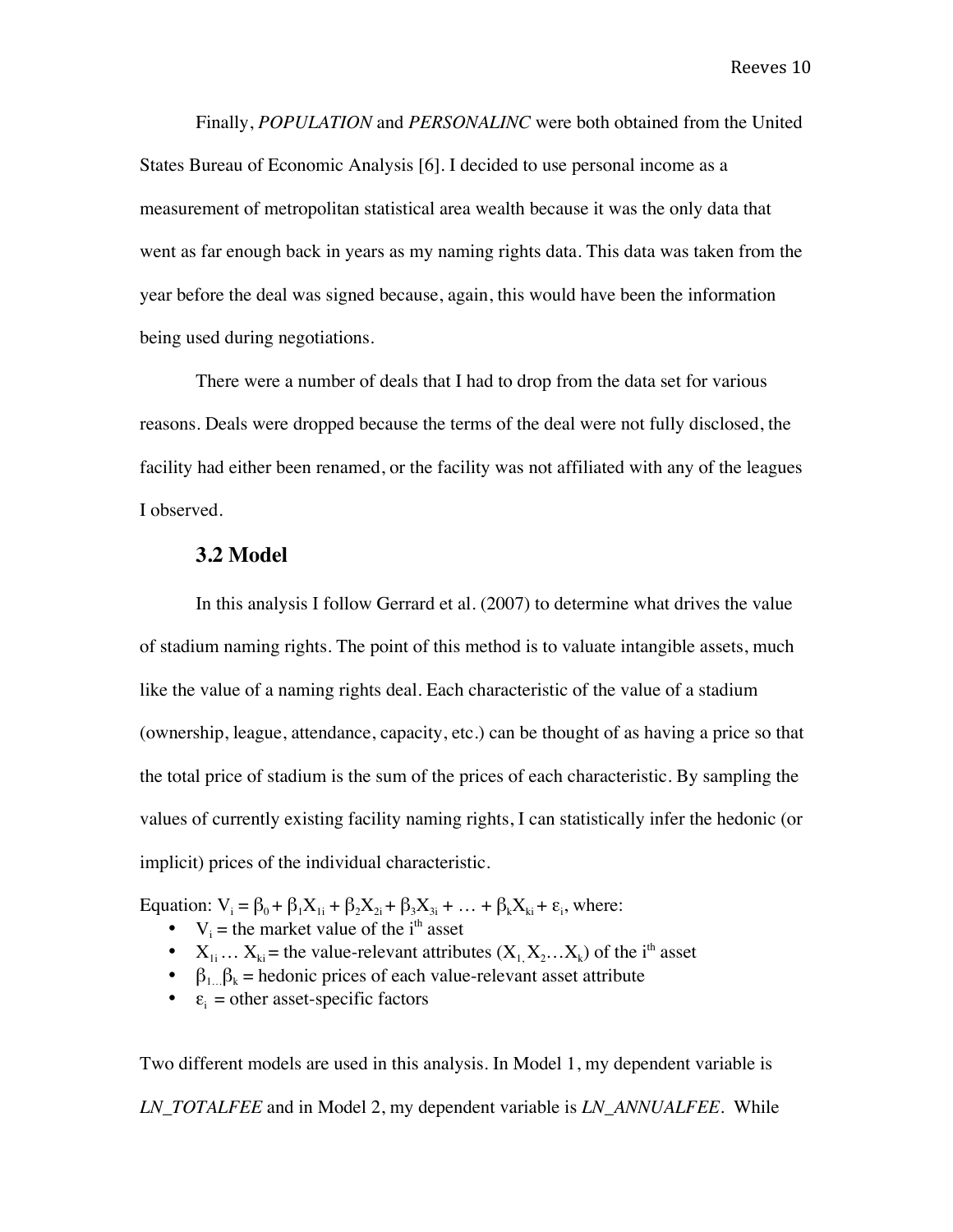Finally, *POPULATION* and *PERSONALINC* were both obtained from the United States Bureau of Economic Analysis [6]. I decided to use personal income as a measurement of metropolitan statistical area wealth because it was the only data that went as far enough back in years as my naming rights data. This data was taken from the year before the deal was signed because, again, this would have been the information being used during negotiations.

There were a number of deals that I had to drop from the data set for various reasons. Deals were dropped because the terms of the deal were not fully disclosed, the facility had either been renamed, or the facility was not affiliated with any of the leagues I observed.

### 3.2 Model

In this analysis I follow Gerrard et al. (2007) to determine what drives the value of stadium naming rights. The point of this method is to valuate intangible assets, much like the value of a naming rights deal. Each characteristic of the value of a stadium (ownership, league, attendance, capacity, etc.) can be thought of as having a price so that the total price of stadium is the sum of the prices of each characteristic. By sampling the values of currently existing facility naming rights, I can statistically infer the hedonic (or implicit) prices of the individual characteristic.

Equation: $V_i = \beta_0 + \beta_1 X_{1i} + \beta_2 X_{2i} + \beta_3 X_{3i} + \ldots + \beta_k X_{ki} + \varepsilon_i$, where:

- $V_i$ = the market value of the $i^{th}$ asset
- $X_{1i} \ldots X_{ki}$ = the value-relevant attributes ($X_1, X_2 \ldots X_k$) of the $i^{th}$ asset
- $\beta_{1 \ldots} \beta_k$ = hedonic prices of each value-relevant asset attribute
- $\varepsilon_i$ = other asset-specific factors

Two different models are used in this analysis. In Model 1, my dependent variable is *LN_TOTALFEE* and in Model 2, my dependent variable is *LN_ANNUALFEE*. While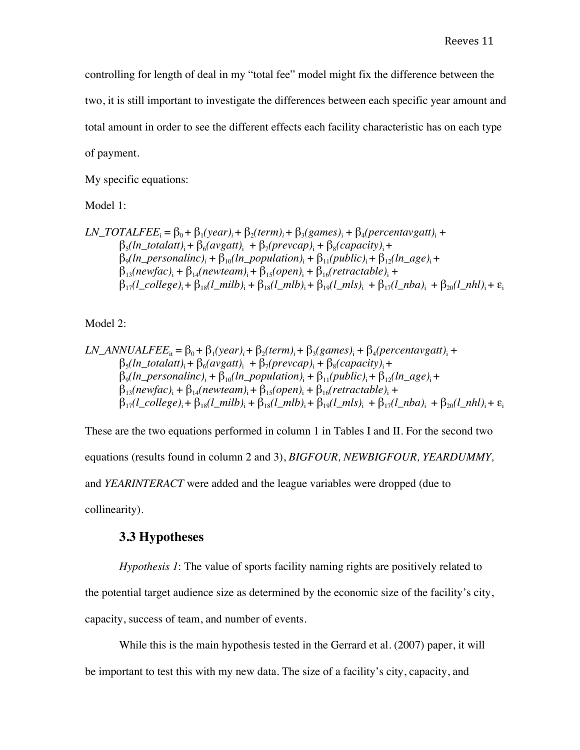controlling for length of deal in my "total fee" model might fix the difference between the two, it is still important to investigate the differences between each specific year amount and total amount in order to see the different effects each facility characteristic has on each type of payment.

My specific equations:

Model 1:

$$
\begin{aligned}
LN\_TOTALFEE_i = {} & \beta_0 + \beta_1(year)_i + \beta_2(term)_i + \beta_3(games)_i + \beta_4(percentavgatt)_i + \\
& \beta_5(ln\_totalatt)_i + \beta_6(avgatt)_i + \beta_7(prevcap)_i + \beta_8(capacity)_i + \\
& \beta_9(ln\_personalinc)_i + \beta_{10}(ln\_population)_i + \beta_{11}(public)_i + \beta_{12}(ln\_age)_i + \\
& \beta_{13}(newfac)_i + \beta_{14}(newteam)_i + \beta_{15}(open)_i + \beta_{16}(retractable)_i + \\
& \beta_{17}(l\_college)_i + \beta_{18}(l\_milb)_i + \beta_{18}(l\_mlb)_i + \beta_{19}(l\_mls)_i + \beta_{17}(l\_nba)_i + \beta_{20}(l\_nhl)_i + \varepsilon_i
\end{aligned}
$$

Model 2:

$$
\begin{aligned}
LN\_ANNUALFEE_{it} = {} & \beta_0 + \beta_1(year)_i + \beta_2(term)_i + \beta_3(games)_i + \beta_4(percentavgatt)_i + \\
& \beta_5(ln\_totalatt)_i + \beta_6(avgatt)_i + \beta_7(prevcap)_i + \beta_8(capacity)_i + \\
& \beta_9(ln\_personalinc)_i + \beta_{10}(ln\_population)_i + \beta_{11}(public)_i + \beta_{12}(ln\_age)_i + \\
& \beta_{13}(newfac)_i + \beta_{14}(newteam)_i + \beta_{15}(open)_i + \beta_{16}(retractable)_i + \\
& \beta_{17}(l\_college)_i + \beta_{18}(l\_milb)_i + \beta_{18}(l\_mlb)_i + \beta_{19}(l\_mls)_i + \beta_{17}(l\_nba)_i + \beta_{20}(l\_nhl)_i + \varepsilon_i
\end{aligned}
$$

These are the two equations performed in column 1 in Tables I and II. For the second two equations (results found in column 2 and 3), *BIGFOUR, NEWBIGFOUR, YEARDUMMY,* and *YEARINTERACT* were added and the league variables were dropped (due to collinearity).

### 3.3 Hypotheses

*Hypothesis 1*: The value of sports facility naming rights are positively related to the potential target audience size as determined by the economic size of the facility's city, capacity, success of team, and number of events.

While this is the main hypothesis tested in the Gerrard et al. (2007) paper, it will be important to test this with my new data. The size of a facility's city, capacity, and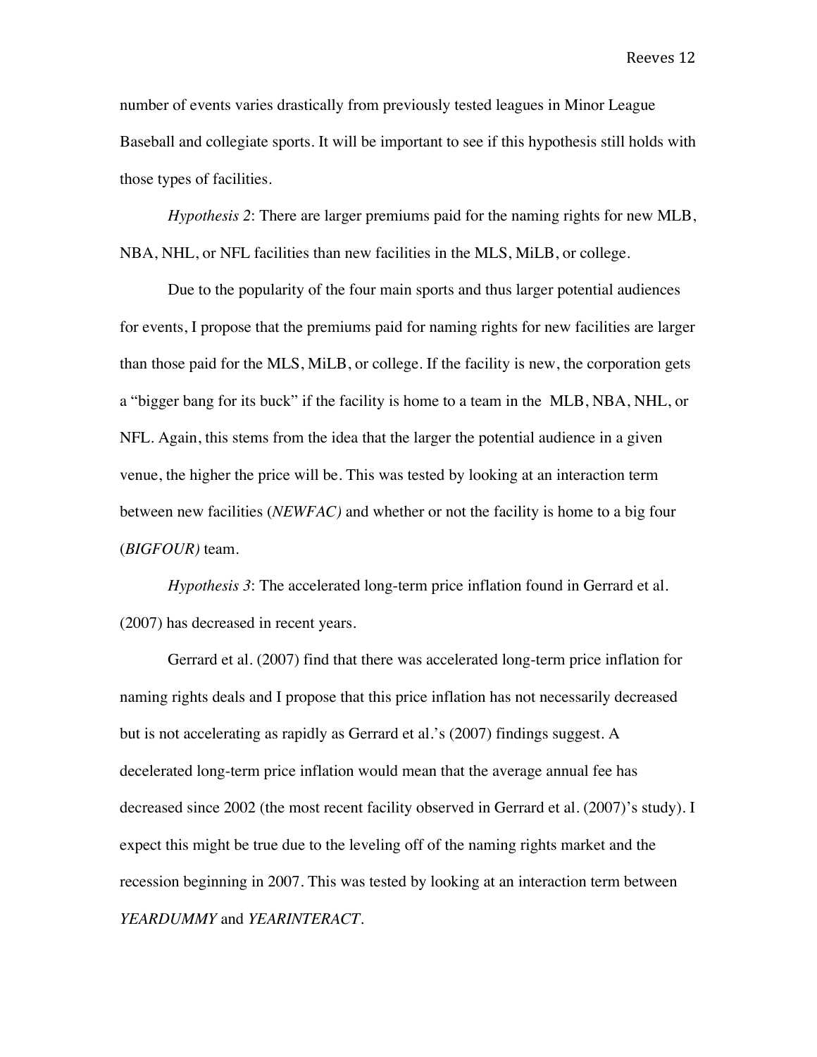number of events varies drastically from previously tested leagues in Minor League Baseball and collegiate sports. It will be important to see if this hypothesis still holds with those types of facilities.

*Hypothesis 2*: There are larger premiums paid for the naming rights for new MLB, NBA, NHL, or NFL facilities than new facilities in the MLS, MiLB, or college.

Due to the popularity of the four main sports and thus larger potential audiences for events, I propose that the premiums paid for naming rights for new facilities are larger than those paid for the MLS, MiLB, or college. If the facility is new, the corporation gets a "bigger bang for its buck" if the facility is home to a team in the MLB, NBA, NHL, or NFL. Again, this stems from the idea that the larger the potential audience in a given venue, the higher the price will be. This was tested by looking at an interaction term between new facilities (*NEWFAC)* and whether or not the facility is home to a big four (*BIGFOUR)* team.

*Hypothesis 3*: The accelerated long-term price inflation found in Gerrard et al. (2007) has decreased in recent years.

Gerrard et al. (2007) find that there was accelerated long-term price inflation for naming rights deals and I propose that this price inflation has not necessarily decreased but is not accelerating as rapidly as Gerrard et al.'s (2007) findings suggest. A decelerated long-term price inflation would mean that the average annual fee has decreased since 2002 (the most recent facility observed in Gerrard et al. (2007)'s study). I expect this might be true due to the leveling off of the naming rights market and the recession beginning in 2007. This was tested by looking at an interaction term between *YEARDUMMY* and *YEARINTERACT*.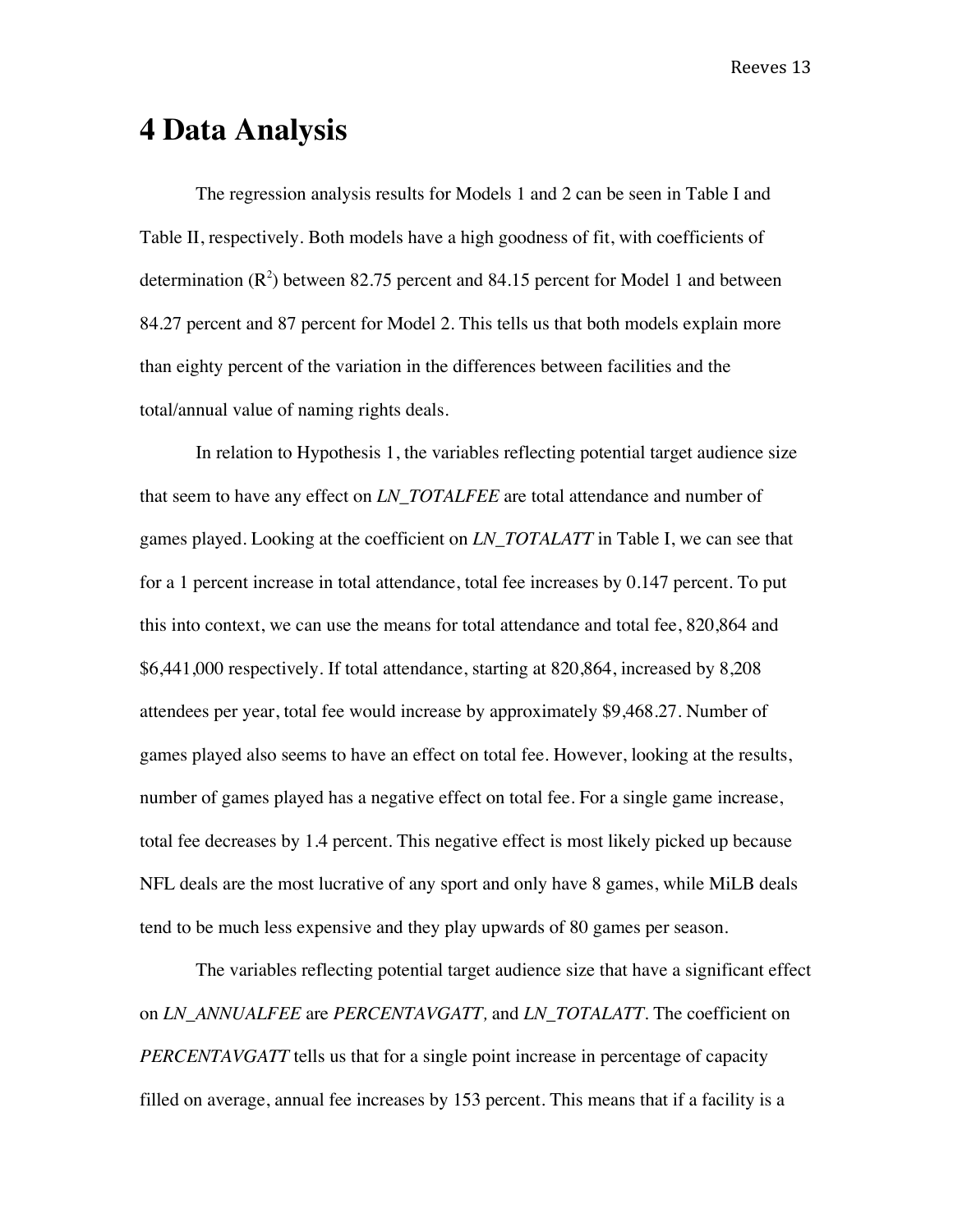# 4 Data Analysis

The regression analysis results for Models 1 and 2 can be seen in Table I and Table II, respectively. Both models have a high goodness of fit, with coefficients of determination ($R^2$) between 82.75 percent and 84.15 percent for Model 1 and between 84.27 percent and 87 percent for Model 2. This tells us that both models explain more than eighty percent of the variation in the differences between facilities and the total/annual value of naming rights deals.

In relation to Hypothesis 1, the variables reflecting potential target audience size that seem to have any effect on *LN_TOTALFEE* are total attendance and number of games played. Looking at the coefficient on *LN_TOTALATT* in Table I, we can see that for a 1 percent increase in total attendance, total fee increases by 0.147 percent. To put this into context, we can use the means for total attendance and total fee, 820,864 and $6,441,000 respectively. If total attendance, starting at 820,864, increased by 8,208 attendees per year, total fee would increase by approximately $9,468.27. Number of games played also seems to have an effect on total fee. However, looking at the results, number of games played has a negative effect on total fee. For a single game increase, total fee decreases by 1.4 percent. This negative effect is most likely picked up because NFL deals are the most lucrative of any sport and only have 8 games, while MiLB deals tend to be much less expensive and they play upwards of 80 games per season.

The variables reflecting potential target audience size that have a significant effect on *LN_ANNUALFEE* are *PERCENTAVGATT,* and *LN_TOTALATT*. The coefficient on *PERCENTAVGATT* tells us that for a single point increase in percentage of capacity filled on average, annual fee increases by 153 percent. This means that if a facility is a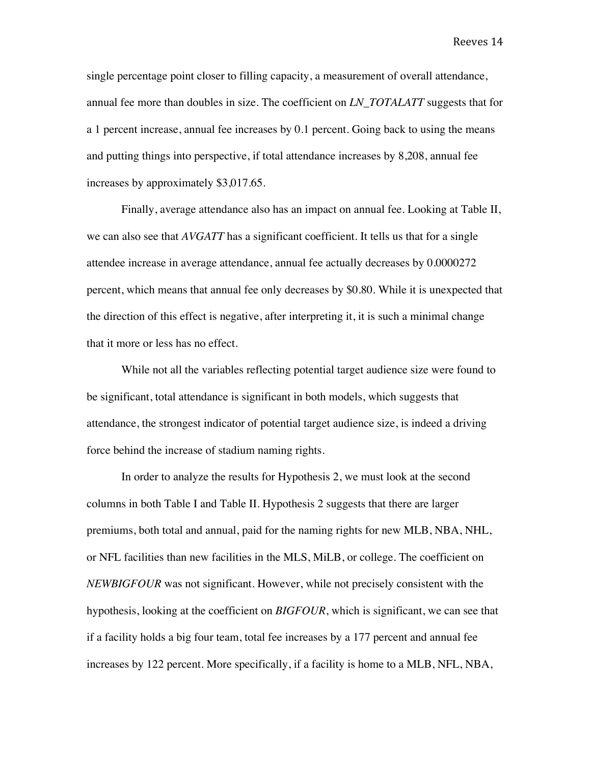single percentage point closer to filling capacity, a measurement of overall attendance, annual fee more than doubles in size. The coefficient on *LN_TOTALATT* suggests that for a 1 percent increase, annual fee increases by 0.1 percent. Going back to using the means and putting things into perspective, if total attendance increases by 8,208, annual fee increases by approximately $3,017.65.

Finally, average attendance also has an impact on annual fee. Looking at Table II, we can also see that *AVGATT* has a significant coefficient. It tells us that for a single attendee increase in average attendance, annual fee actually decreases by 0.0000272 percent, which means that annual fee only decreases by $0.80. While it is unexpected that the direction of this effect is negative, after interpreting it, it is such a minimal change that it more or less has no effect.

While not all the variables reflecting potential target audience size were found to be significant, total attendance is significant in both models, which suggests that attendance, the strongest indicator of potential target audience size, is indeed a driving force behind the increase of stadium naming rights.

In order to analyze the results for Hypothesis 2, we must look at the second columns in both Table I and Table II. Hypothesis 2 suggests that there are larger premiums, both total and annual, paid for the naming rights for new MLB, NBA, NHL, or NFL facilities than new facilities in the MLS, MiLB, or college. The coefficient on *NEWBIGFOUR* was not significant. However, while not precisely consistent with the hypothesis, looking at the coefficient on *BIGFOUR*, which is significant, we can see that if a facility holds a big four team, total fee increases by a 177 percent and annual fee increases by 122 percent. More specifically, if a facility is home to a MLB, NFL, NBA,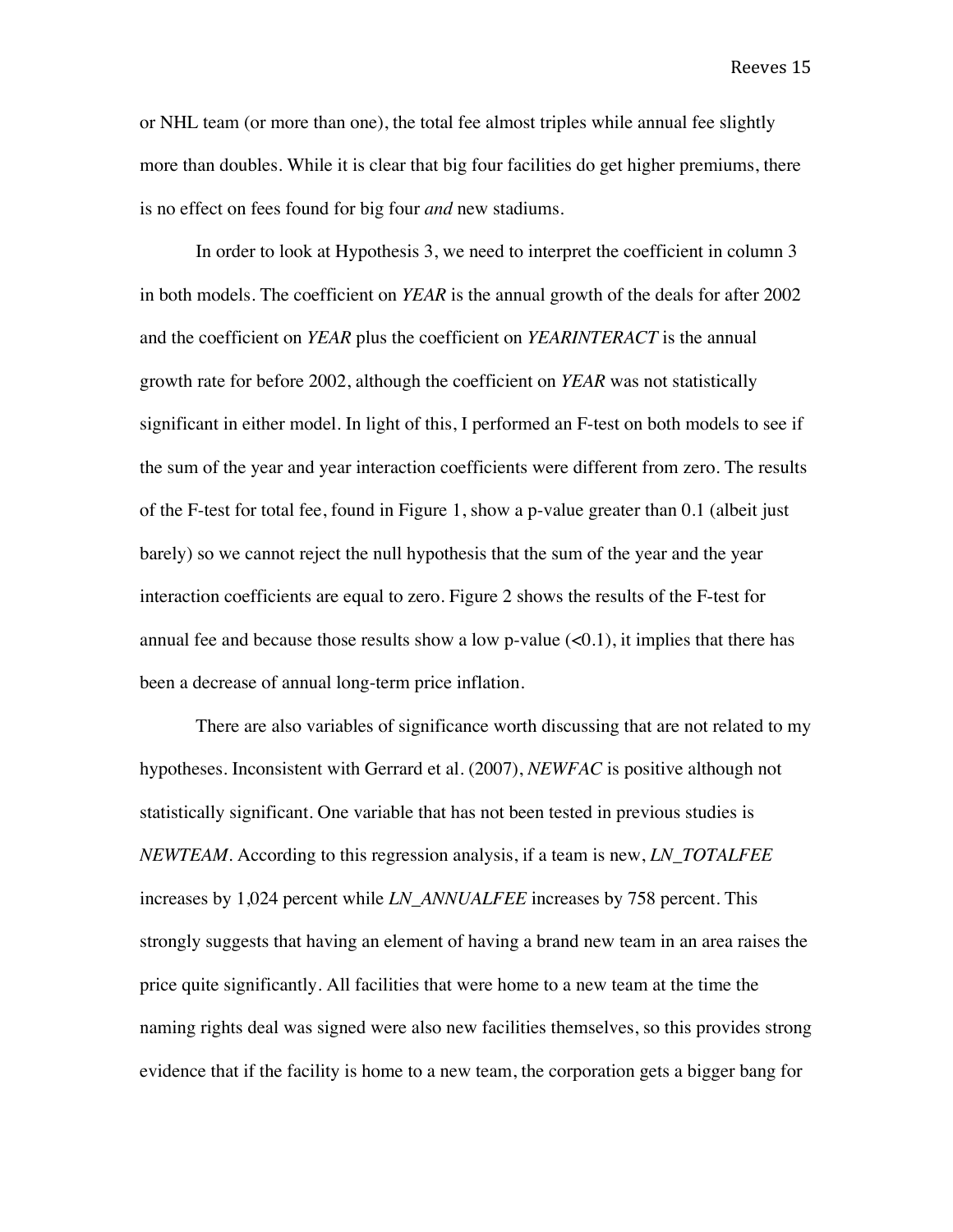or NHL team (or more than one), the total fee almost triples while annual fee slightly more than doubles. While it is clear that big four facilities do get higher premiums, there is no effect on fees found for big four *and* new stadiums.

In order to look at Hypothesis 3, we need to interpret the coefficient in column 3 in both models. The coefficient on *YEAR* is the annual growth of the deals for after 2002 and the coefficient on *YEAR* plus the coefficient on *YEARINTERACT* is the annual growth rate for before 2002, although the coefficient on *YEAR* was not statistically significant in either model. In light of this, I performed an F-test on both models to see if the sum of the year and year interaction coefficients were different from zero. The results of the F-test for total fee, found in Figure 1, show a p-value greater than 0.1 (albeit just barely) so we cannot reject the null hypothesis that the sum of the year and the year interaction coefficients are equal to zero. Figure 2 shows the results of the F-test for annual fee and because those results show a low p-value (<0.1), it implies that there has been a decrease of annual long-term price inflation.

There are also variables of significance worth discussing that are not related to my hypotheses. Inconsistent with Gerrard et al. (2007), *NEWFAC* is positive although not statistically significant. One variable that has not been tested in previous studies is *NEWTEAM*. According to this regression analysis, if a team is new, *LN_TOTALFEE* increases by 1,024 percent while *LN_ANNUALFEE* increases by 758 percent. This strongly suggests that having an element of having a brand new team in an area raises the price quite significantly. All facilities that were home to a new team at the time the naming rights deal was signed were also new facilities themselves, so this provides strong evidence that if the facility is home to a new team, the corporation gets a bigger bang for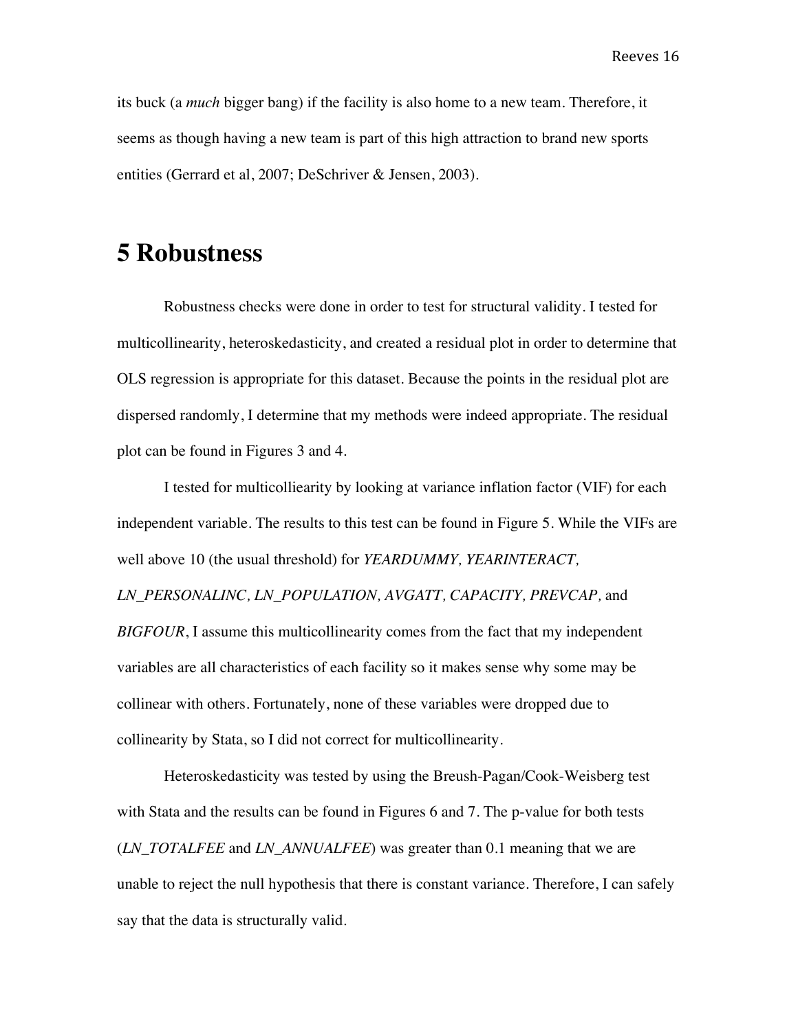its buck (a *much* bigger bang) if the facility is also home to a new team. Therefore, it seems as though having a new team is part of this high attraction to brand new sports entities (Gerrard et al, 2007; DeSchriver & Jensen, 2003).

# 5 Robustness

Robustness checks were done in order to test for structural validity. I tested for multicollinearity, heteroskedasticity, and created a residual plot in order to determine that OLS regression is appropriate for this dataset. Because the points in the residual plot are dispersed randomly, I determine that my methods were indeed appropriate. The residual plot can be found in Figures 3 and 4.

I tested for multicolliearity by looking at variance inflation factor (VIF) for each independent variable. The results to this test can be found in Figure 5. While the VIFs are well above 10 (the usual threshold) for *YEARDUMMY, YEARINTERACT, LN_PERSONALINC, LN_POPULATION, AVGATT, CAPACITY, PREVCAP,* and *BIGFOUR*, I assume this multicollinearity comes from the fact that my independent variables are all characteristics of each facility so it makes sense why some may be collinear with others. Fortunately, none of these variables were dropped due to collinearity by Stata, so I did not correct for multicollinearity.

Heteroskedasticity was tested by using the Breush-Pagan/Cook-Weisberg test with Stata and the results can be found in Figures 6 and 7. The p-value for both tests (*LN_TOTALFEE* and *LN_ANNUALFEE*) was greater than 0.1 meaning that we are unable to reject the null hypothesis that there is constant variance. Therefore, I can safely say that the data is structurally valid.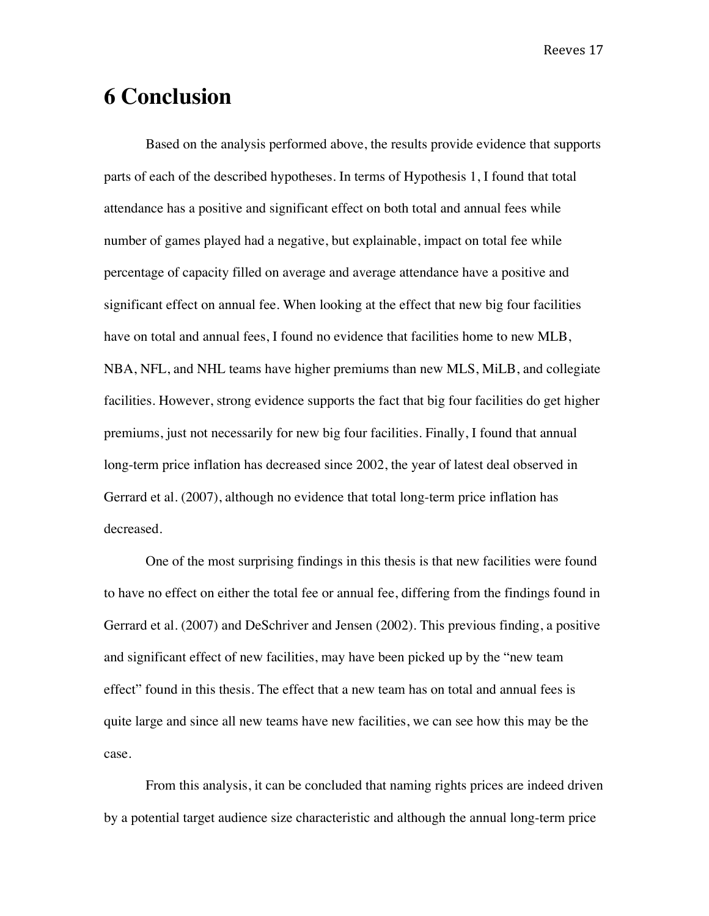# 6 Conclusion

Based on the analysis performed above, the results provide evidence that supports parts of each of the described hypotheses. In terms of Hypothesis 1, I found that total attendance has a positive and significant effect on both total and annual fees while number of games played had a negative, but explainable, impact on total fee while percentage of capacity filled on average and average attendance have a positive and significant effect on annual fee. When looking at the effect that new big four facilities have on total and annual fees, I found no evidence that facilities home to new MLB, NBA, NFL, and NHL teams have higher premiums than new MLS, MiLB, and collegiate facilities. However, strong evidence supports the fact that big four facilities do get higher premiums, just not necessarily for new big four facilities. Finally, I found that annual long-term price inflation has decreased since 2002, the year of latest deal observed in Gerrard et al. (2007), although no evidence that total long-term price inflation has decreased.

One of the most surprising findings in this thesis is that new facilities were found to have no effect on either the total fee or annual fee, differing from the findings found in Gerrard et al. (2007) and DeSchriver and Jensen (2002). This previous finding, a positive and significant effect of new facilities, may have been picked up by the "new team effect" found in this thesis. The effect that a new team has on total and annual fees is quite large and since all new teams have new facilities, we can see how this may be the case.

From this analysis, it can be concluded that naming rights prices are indeed driven by a potential target audience size characteristic and although the annual long-term price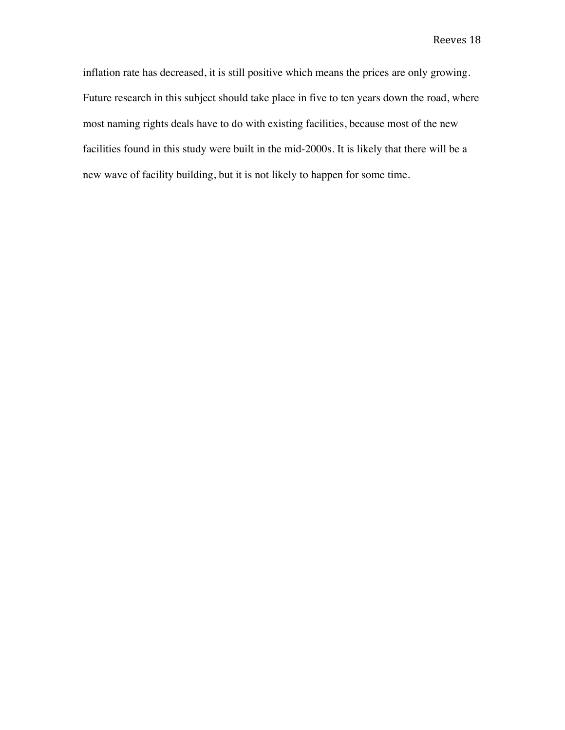inflation rate has decreased, it is still positive which means the prices are only growing. Future research in this subject should take place in five to ten years down the road, where most naming rights deals have to do with existing facilities, because most of the new facilities found in this study were built in the mid-2000s. It is likely that there will be a new wave of facility building, but it is not likely to happen for some time.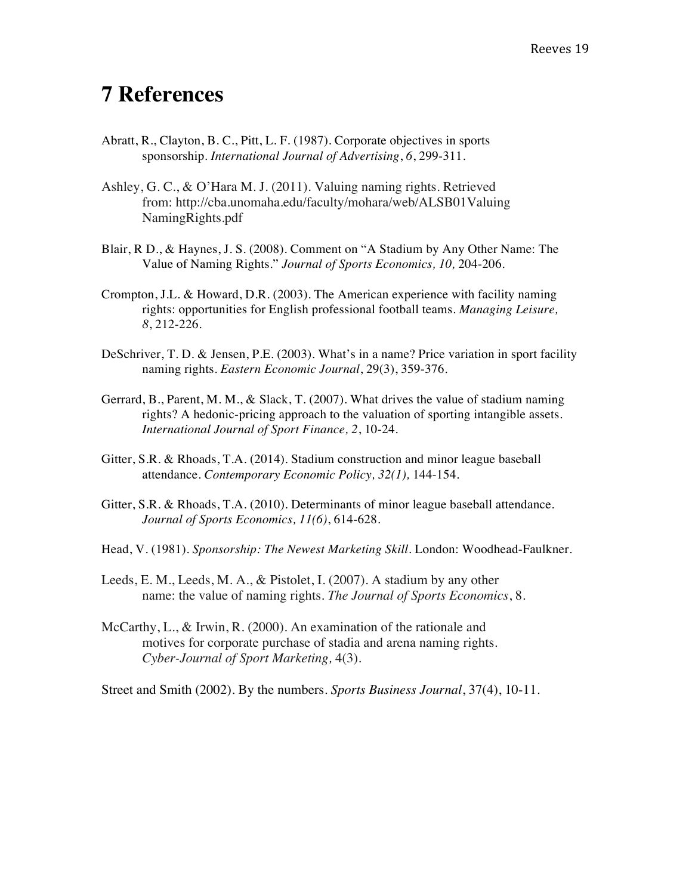# 7 References

Abratt, R., Clayton, B. C., Pitt, L. F. (1987). Corporate objectives in sports sponsorship. *International Journal of Advertising*, *6*, 299-311.

Ashley, G. C., & O'Hara M. J. (2011). Valuing naming rights. Retrieved from: http://cba.unomaha.edu/faculty/mohara/web/ALSB01Valuing NamingRights.pdf

Blair, R D., & Haynes, J. S. (2008). Comment on "A Stadium by Any Other Name: The Value of Naming Rights." *Journal of Sports Economics, 10,* 204-206.

Crompton, J.L. & Howard, D.R. (2003). The American experience with facility naming rights: opportunities for English professional football teams. *Managing Leisure, 8*, 212-226.

DeSchriver, T. D. & Jensen, P.E. (2003). What's in a name? Price variation in sport facility naming rights. *Eastern Economic Journal*, 29(3), 359-376.

Gerrard, B., Parent, M. M., & Slack, T. (2007). What drives the value of stadium naming rights? A hedonic-pricing approach to the valuation of sporting intangible assets. *International Journal of Sport Finance, 2*, 10-24.

Gitter, S.R. & Rhoads, T.A. (2014). Stadium construction and minor league baseball attendance. *Contemporary Economic Policy, 32(1),* 144-154.

Gitter, S.R. & Rhoads, T.A. (2010). Determinants of minor league baseball attendance. *Journal of Sports Economics, 11(6)*, 614-628.

Head, V. (1981). *Sponsorship: The Newest Marketing Skill*. London: Woodhead-Faulkner.

Leeds, E. M., Leeds, M. A., & Pistolet, I. (2007). A stadium by any other name: the value of naming rights. *The Journal of Sports Economics*, 8.

McCarthy, L., & Irwin, R. (2000). An examination of the rationale and motives for corporate purchase of stadia and arena naming rights. *Cyber-Journal of Sport Marketing,* 4(3).

Street and Smith (2002). By the numbers. *Sports Business Journal*, 37(4), 10-11.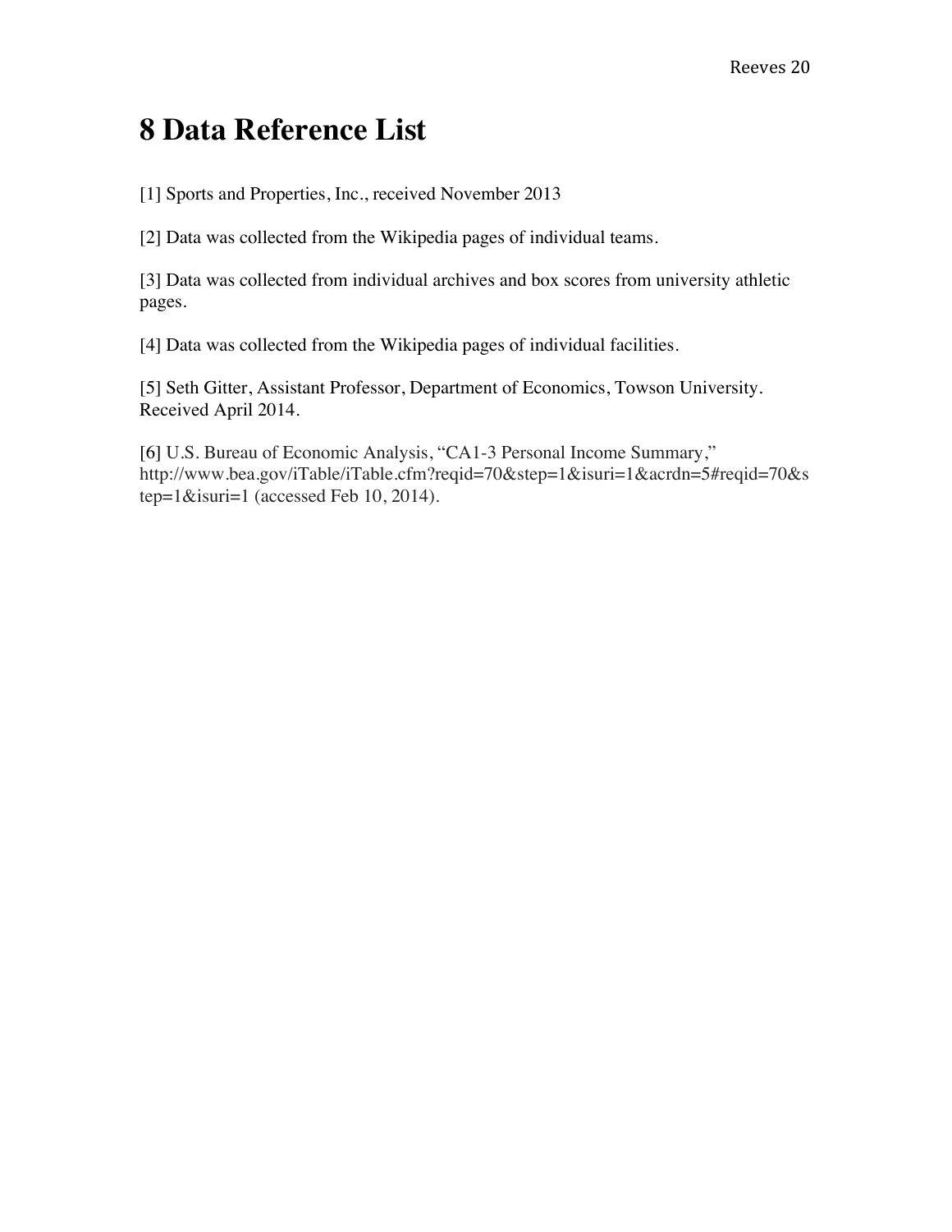# 8 Data Reference List

[1] Sports and Properties, Inc., received November 2013

[2] Data was collected from the Wikipedia pages of individual teams.

[3] Data was collected from individual archives and box scores from university athletic pages.

[4] Data was collected from the Wikipedia pages of individual facilities.

[5] Seth Gitter, Assistant Professor, Department of Economics, Towson University. Received April 2014.

[6] U.S. Bureau of Economic Analysis, "CA1-3 Personal Income Summary," http://www.bea.gov/iTable/iTable.cfm?reqid=70&step=1&isuri=1&acrdn=5#reqid=70&step=1&isuri=1 (accessed Feb 10, 2014).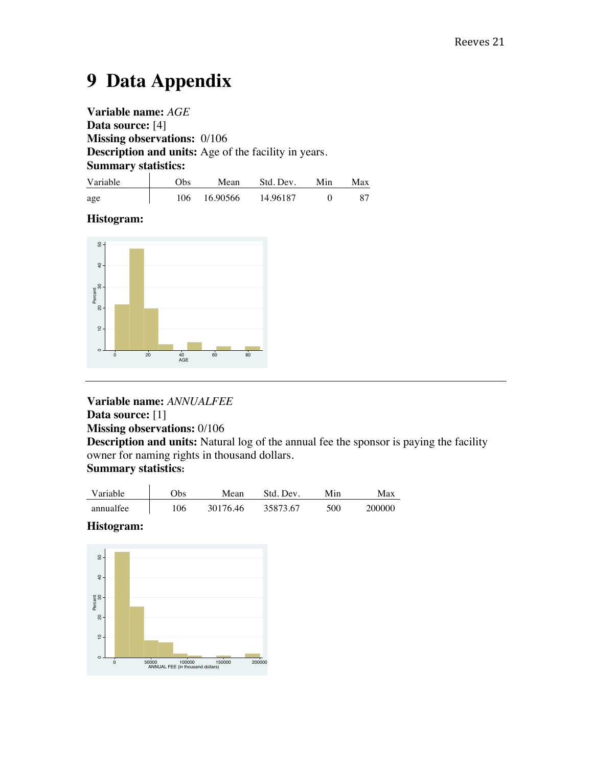# 9 Data Appendix

**Variable name:** *AGE*
**Data source:** [4]
**Missing observations:** 0/106
**Description and units:** Age of the facility in years.
**Summary statistics:**

| Variable | Obs | Mean | Std. Dev. | Min | Max |
|---|---|---|---|---|---|
| age | 106 | 16.90566 | 14.96187 | 0 | 87 |

**Histogram:**

---

**Variable name:** *ANNUALFEE*
**Data source:** [1]
**Missing observations:** 0/106
**Description and units:** Natural log of the annual fee the sponsor is paying the facility owner for naming rights in thousand dollars.
**Summary statistics:**

| Variable | Obs | Mean | Std. Dev. | Min | Max |
|---|---|---|---|---|---|
| annualfee | 106 | 30176.46 | 35873.67 | 500 | 200000 |

**Histogram:**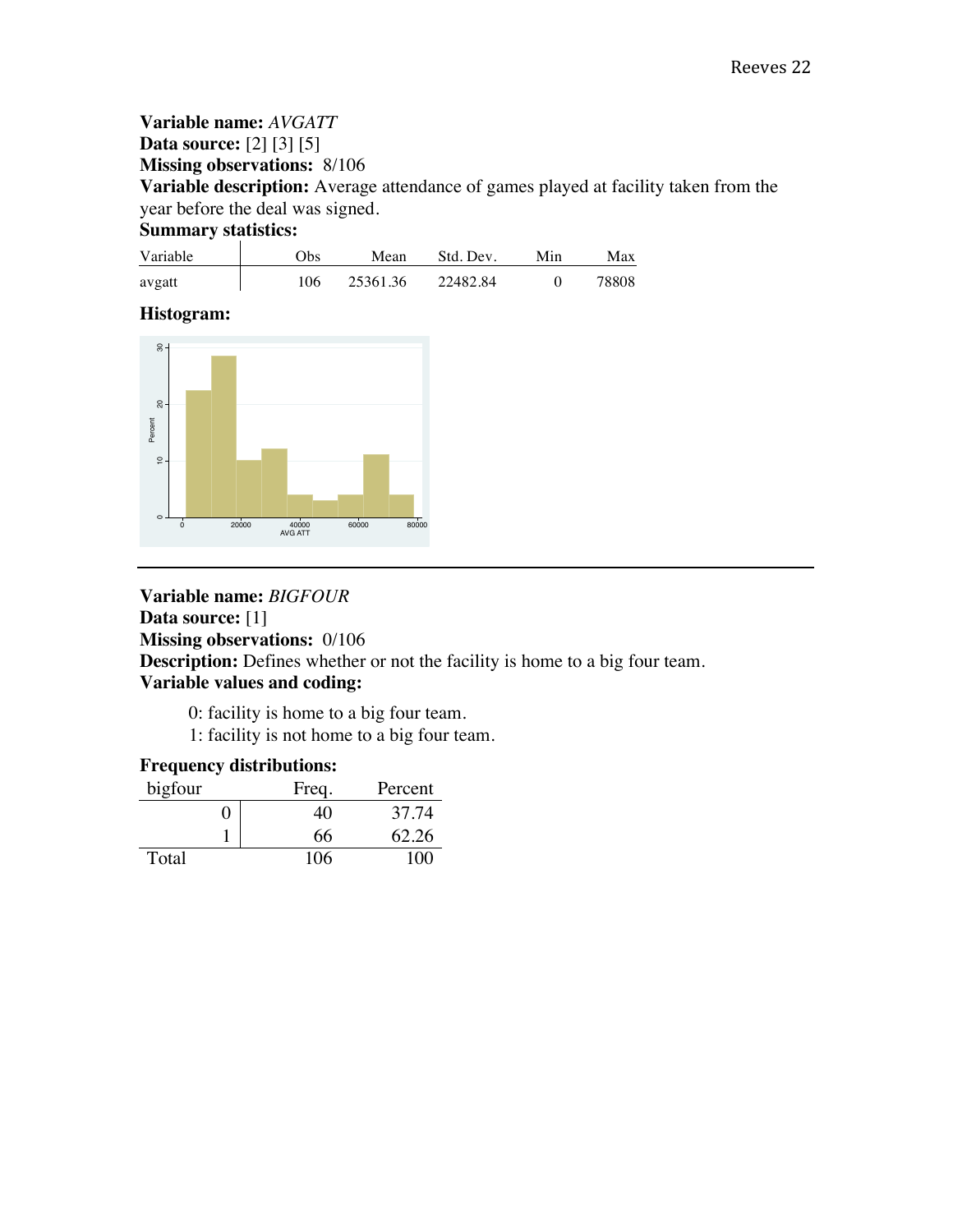**Variable name:** *AVGATT*
**Data source:** [2] [3] [5]
**Missing observations:** 8/106
**Variable description:** Average attendance of games played at facility taken from the year before the deal was signed.
**Summary statistics:**

| Variable | Obs | Mean | Std. Dev. | Min | Max |
|---|---|---|---|---|---|
| avgatt | 106 | 25361.36 | 22482.84 | 0 | 78808 |

**Histogram:**

---

**Variable name:** *BIGFOUR*
**Data source:** [1]
**Missing observations:** 0/106
**Description:** Defines whether or not the facility is home to a big four team.
**Variable values and coding:**

0: facility is home to a big four team.
1: facility is not home to a big four team.

**Frequency distributions:**

| bigfour | Freq. | Percent |
|---|---|---|
| 0 | 40 | 37.74 |
| 1 | 66 | 62.26 |
| Total | 106 | 100 |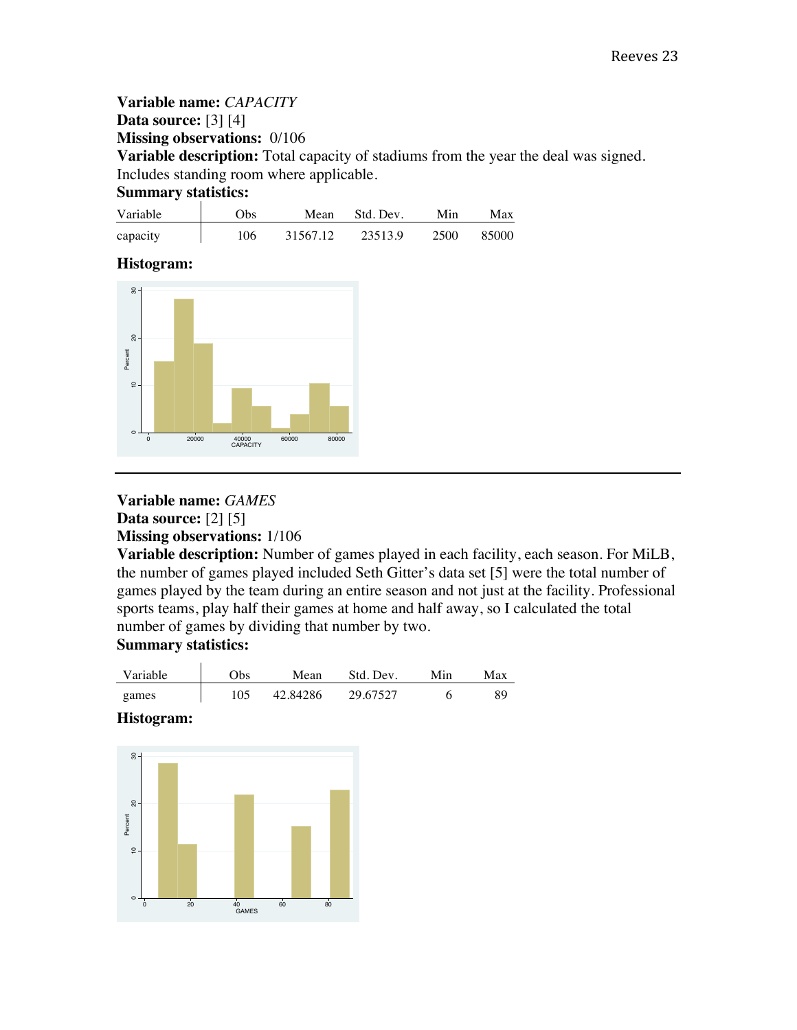**Variable name:** *CAPACITY*
**Data source:** [3] [4]
**Missing observations:** 0/106
**Variable description:** Total capacity of stadiums from the year the deal was signed. Includes standing room where applicable.
**Summary statistics:**

| Variable | Obs | Mean | Std. Dev. | Min | Max |
|---|---|---|---|---|---|
| capacity | 106 | 31567.12 | 23513.9 | 2500 | 85000 |

**Histogram:**

---

**Variable name:** *GAMES*
**Data source:** [2] [5]
**Missing observations:** 1/106
**Variable description:** Number of games played in each facility, each season. For MiLB, the number of games played included Seth Gitter's data set [5] were the total number of games played by the team during an entire season and not just at the facility. Professional sports teams, play half their games at home and half away, so I calculated the total number of games by dividing that number by two.
**Summary statistics:**

| Variable | Obs | Mean | Std. Dev. | Min | Max |
|---|---|---|---|---|---|
| games | 105 | 42.84286 | 29.67527 | 6 | 89 |

**Histogram:**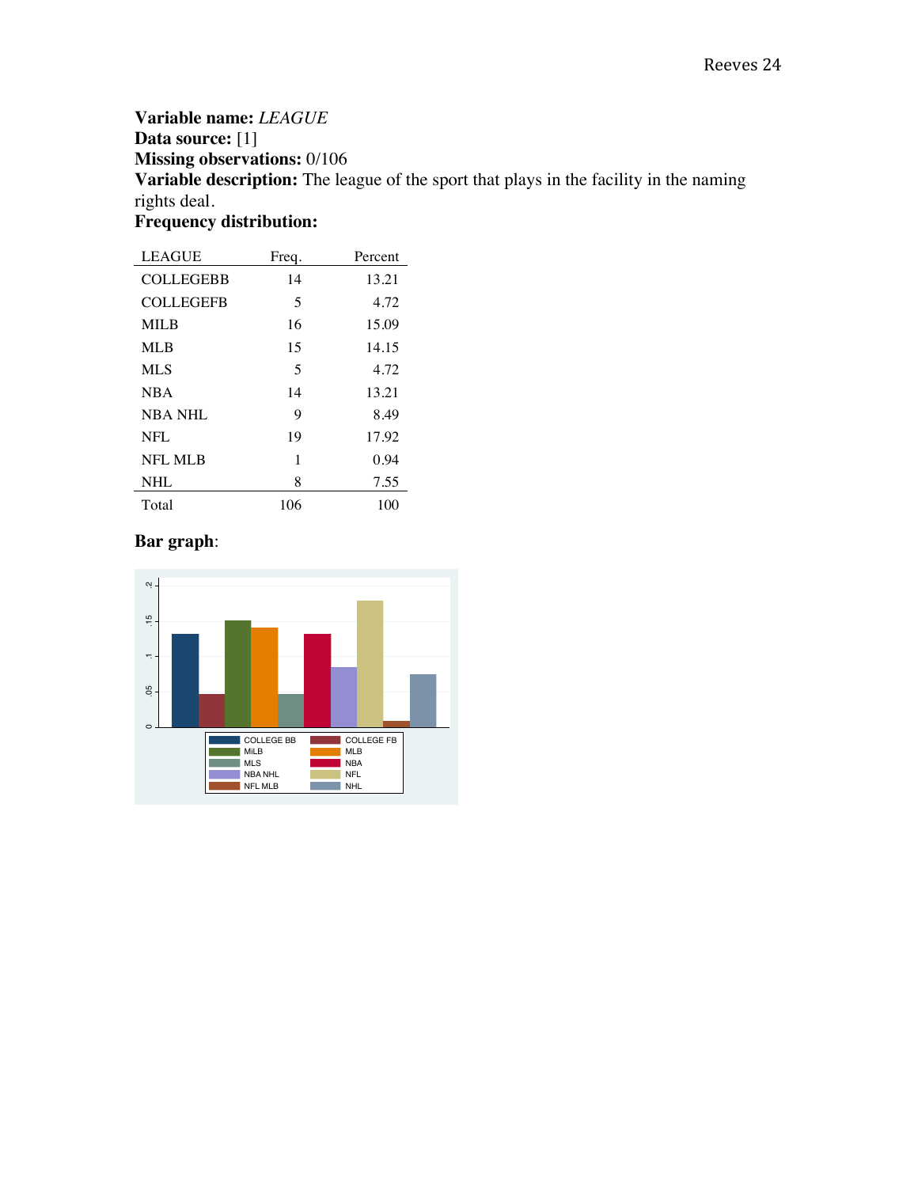**Variable name:** *LEAGUE*
**Data source:** [1]
**Missing observations:** 0/106
**Variable description:** The league of the sport that plays in the facility in the naming rights deal.
**Frequency distribution:**

| LEAGUE | Freq. | Percent |
|---|---|---|
| COLLEGEBB | 14 | 13.21 |
| COLLEGEFB | 5 | 4.72 |
| MILB | 16 | 15.09 |
| MLB | 15 | 14.15 |
| MLS | 5 | 4.72 |
| NBA | 14 | 13.21 |
| NBA NHL | 9 | 8.49 |
| NFL | 19 | 17.92 |
| NFL MLB | 1 | 0.94 |
| NHL | 8 | 7.55 |
| Total | 106 | 100 |

**Bar graph**: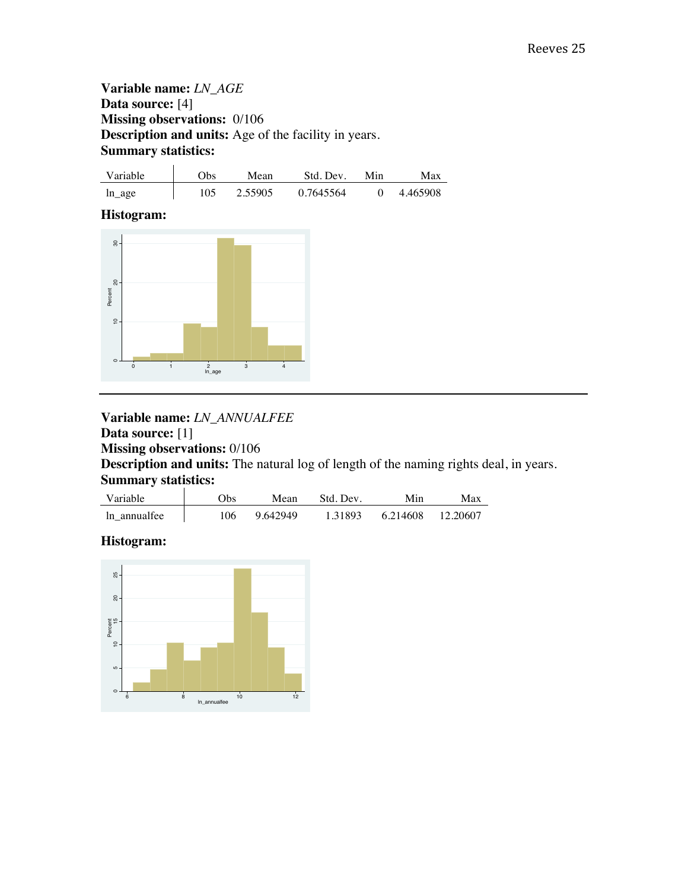**Variable name:** *LN_AGE*
**Data source:** [4]
**Missing observations:** 0/106
**Description and units:** Age of the facility in years.
**Summary statistics:**

| Variable | Obs | Mean | Std. Dev. | Min | Max |
|---|---|---|---|---|---|
| ln_age | 105 | 2.55905 | 0.7645564 | 0 | 4.465908 |

**Histogram:**

---

**Variable name:** *LN_ANNUALFEE*
**Data source:** [1]
**Missing observations:** 0/106
**Description and units:** The natural log of length of the naming rights deal, in years.
**Summary statistics:**

| Variable | Obs | Mean | Std. Dev. | Min | Max |
|---|---|---|---|---|---|
| ln_annualfee | 106 | 9.642949 | 1.31893 | 6.214608 | 12.20607 |

**Histogram:**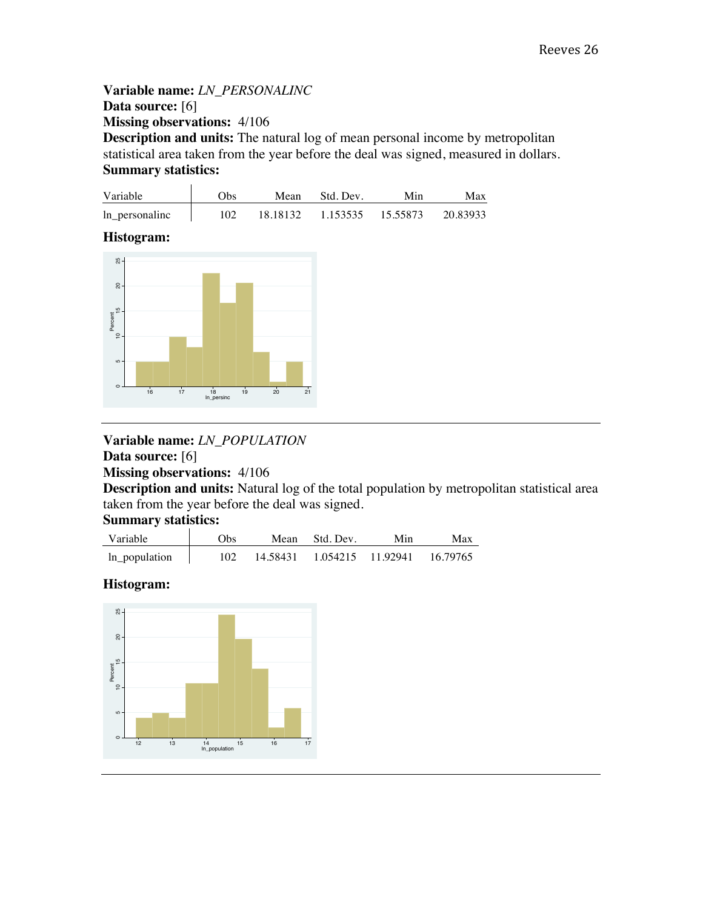**Variable name:** *LN_PERSONALINC*
**Data source:** [6]
**Missing observations:** 4/106
**Description and units:** The natural log of mean personal income by metropolitan statistical area taken from the year before the deal was signed, measured in dollars.
**Summary statistics:**

| Variable | Obs | Mean | Std. Dev. | Min | Max |
|---|---|---|---|---|---|
| ln_personalinc | 102 | 18.18132 | 1.153535 | 15.55873 | 20.83933 |

**Histogram:**

---

**Variable name:** *LN_POPULATION*
**Data source:** [6]
**Missing observations:** 4/106
**Description and units:** Natural log of the total population by metropolitan statistical area taken from the year before the deal was signed.
**Summary statistics:**

| Variable | Obs | Mean | Std. Dev. | Min | Max |
|---|---|---|---|---|---|
| ln_population | 102 | 14.58431 | 1.054215 | 11.92941 | 16.79765 |

**Histogram:**

---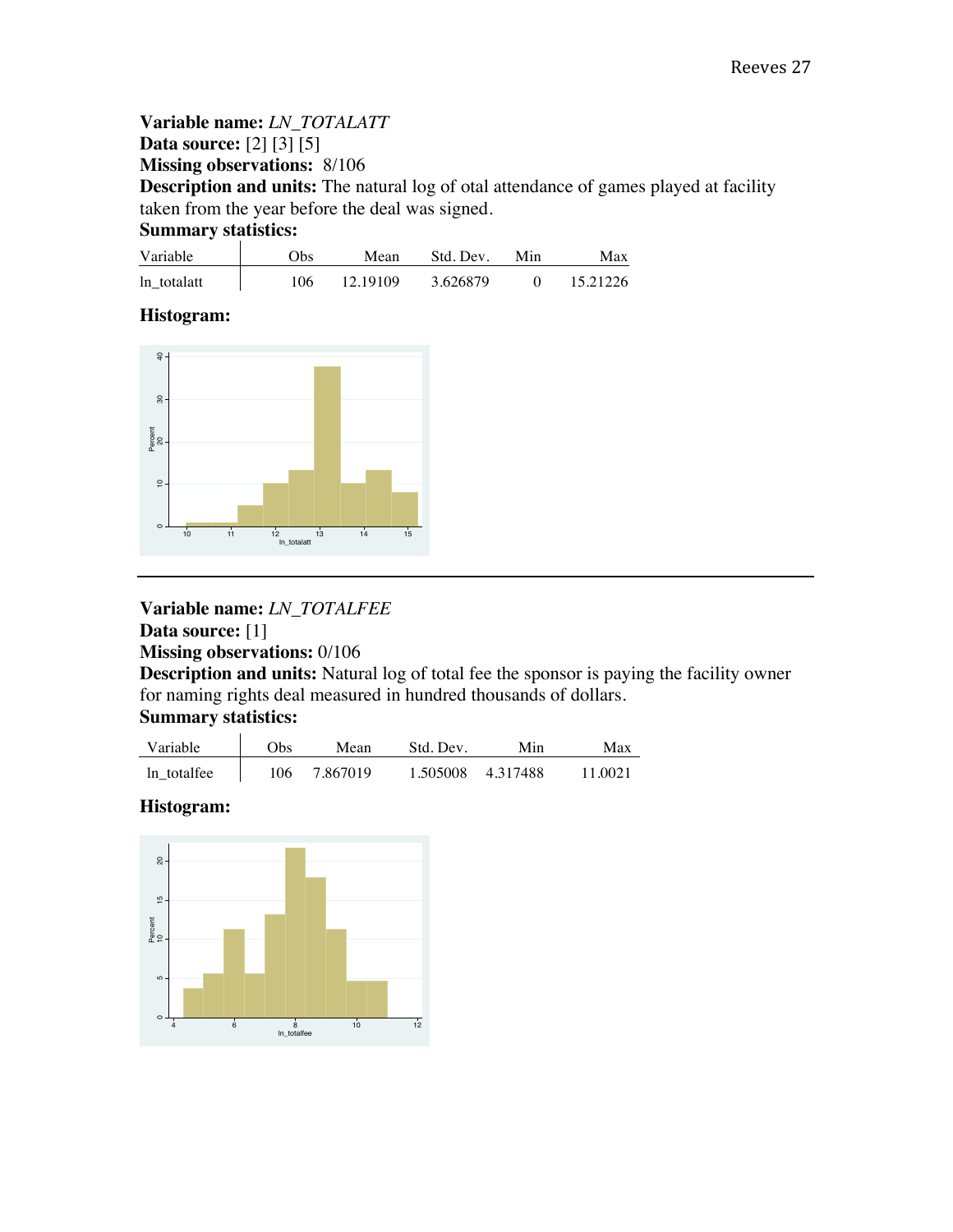**Variable name:** *LN_TOTALATT*
**Data source:** [2] [3] [5]
**Missing observations:** 8/106
**Description and units:** The natural log of otal attendance of games played at facility taken from the year before the deal was signed.
**Summary statistics:**

| Variable | Obs | Mean | Std. Dev. | Min | Max |
|---|---|---|---|---|---|
| ln_totalatt | 106 | 12.19109 | 3.626879 | 0 | 15.21226 |

**Histogram:**

---

**Variable name:** *LN_TOTALFEE*
**Data source:** [1]
**Missing observations:** 0/106
**Description and units:** Natural log of total fee the sponsor is paying the facility owner for naming rights deal measured in hundred thousands of dollars.
**Summary statistics:**

| Variable | Obs | Mean | Std. Dev. | Min | Max |
|---|---|---|---|---|---|
| ln_totalfee | 106 | 7.867019 | 1.505008 | 4.317488 | 11.0021 |

**Histogram:**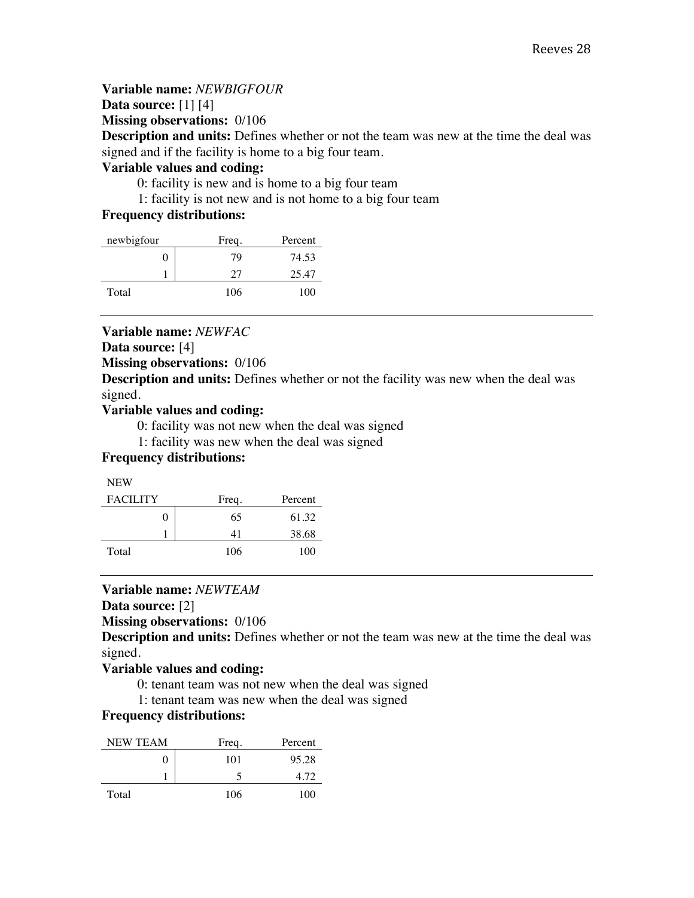**Variable name:** *NEWBIGFOUR*

**Data source:** [1] [4]

**Missing observations:** 0/106

**Description and units:** Defines whether or not the team was new at the time the deal was signed and if the facility is home to a big four team.

**Variable values and coding:**

0: facility is new and is home to a big four team

1: facility is not new and is not home to a big four team

**Frequency distributions:**

| newbigfour | Freq. | Percent |
|---|---|---|
| 0 | 79 | 74.53 |
| 1 | 27 | 25.47 |
| Total | 106 | 100 |

---

**Variable name:** *NEWFAC*

**Data source:** [4]

**Missing observations:** 0/106

**Description and units:** Defines whether or not the facility was new when the deal was signed.

**Variable values and coding:**

0: facility was not new when the deal was signed

1: facility was new when the deal was signed

**Frequency distributions:**

| NEW FACILITY | Freq. | Percent |
|---|---|---|
| 0 | 65 | 61.32 |
| 1 | 41 | 38.68 |
| Total | 106 | 100 |

---

**Variable name:** *NEWTEAM*

**Data source:** [2]

**Missing observations:** 0/106

**Description and units:** Defines whether or not the team was new at the time the deal was signed.

**Variable values and coding:**

0: tenant team was not new when the deal was signed

1: tenant team was new when the deal was signed

**Frequency distributions:**

| NEW TEAM | Freq. | Percent |
|---|---|---|
| 0 | 101 | 95.28 |
| 1 | 5 | 4.72 |
| Total | 106 | 100 |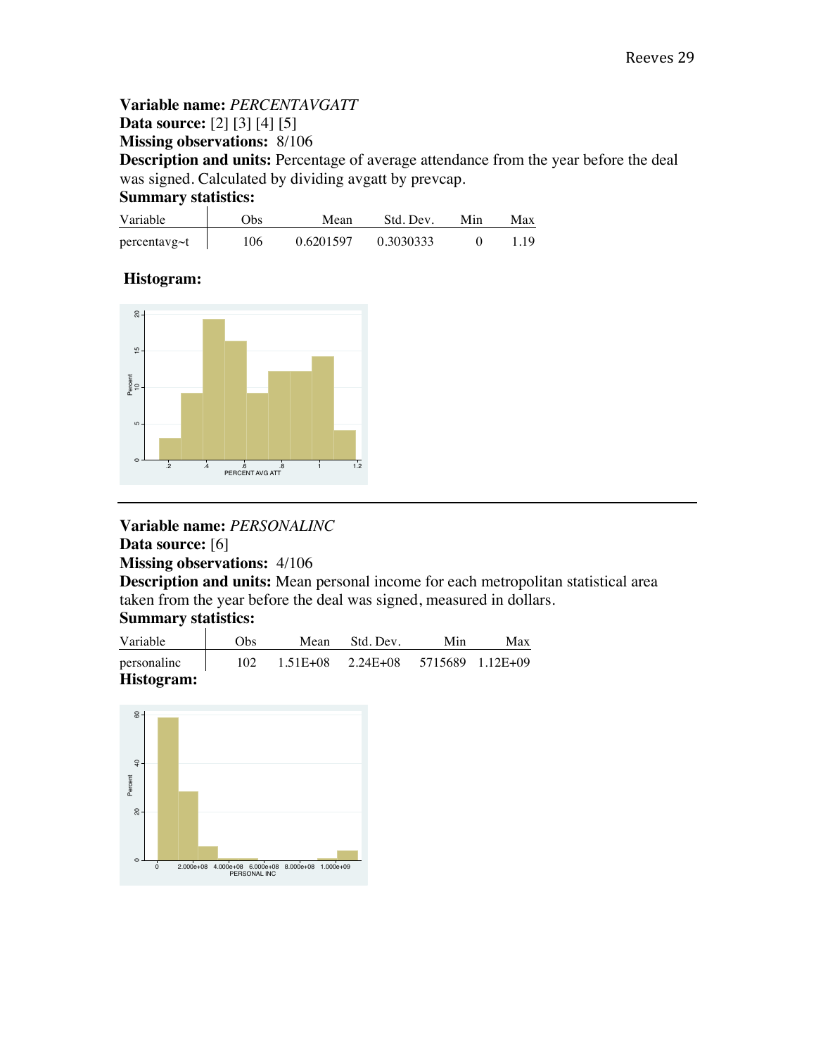**Variable name:** *PERCENTAVGATT*
**Data source:** [2] [3] [4] [5]
**Missing observations:** 8/106
**Description and units:** Percentage of average attendance from the year before the deal was signed. Calculated by dividing avgatt by prevcap.
**Summary statistics:**

| Variable | Obs | Mean | Std. Dev. | Min | Max |
|---|---|---|---|---|---|
| percentavg~t | 106 | 0.6201597 | 0.3030333 | 0 | 1.19 |

**Histogram:**

---

**Variable name:** *PERSONALINC*
**Data source:** [6]
**Missing observations:** 4/106
**Description and units:** Mean personal income for each metropolitan statistical area taken from the year before the deal was signed, measured in dollars.
**Summary statistics:**

| Variable | Obs | Mean | Std. Dev. | Min | Max |
|---|---|---|---|---|---|
| personalinc | 102 | 1.51E+08 | 2.24E+08 | 5715689 | 1.12E+09 |

**Histogram:**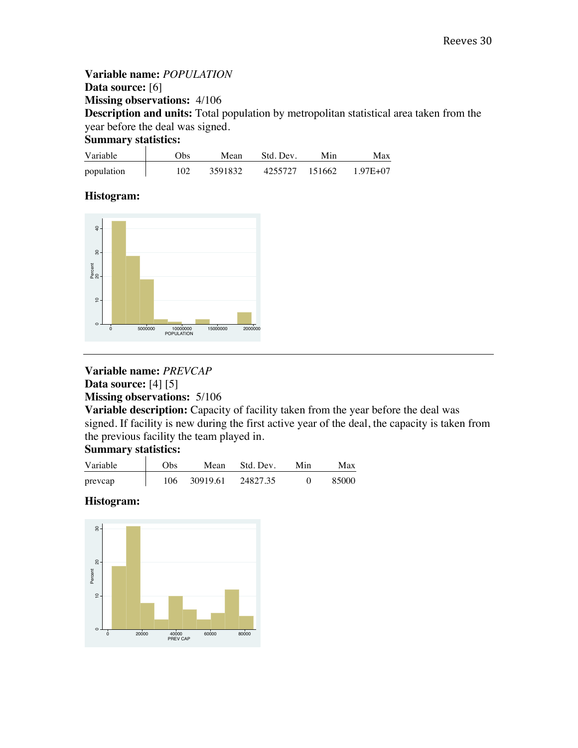**Variable name:** *POPULATION*
**Data source:** [6]
**Missing observations:** 4/106
**Description and units:** Total population by metropolitan statistical area taken from the year before the deal was signed.
**Summary statistics:**

| Variable | Obs | Mean | Std. Dev. | Min | Max |
|---|---|---|---|---|---|
| population | 102 | 3591832 | 4255727 | 151662 | 1.97E+07 |

**Histogram:**

---

**Variable name:** *PREVCAP*
**Data source:** [4] [5]
**Missing observations:** 5/106
**Variable description:** Capacity of facility taken from the year before the deal was signed. If facility is new during the first active year of the deal, the capacity is taken from the previous facility the team played in.
**Summary statistics:**

| Variable | Obs | Mean | Std. Dev. | Min | Max |
|---|---|---|---|---|---|
| prevcap | 106 | 30919.61 | 24827.35 | 0 | 85000 |

**Histogram:**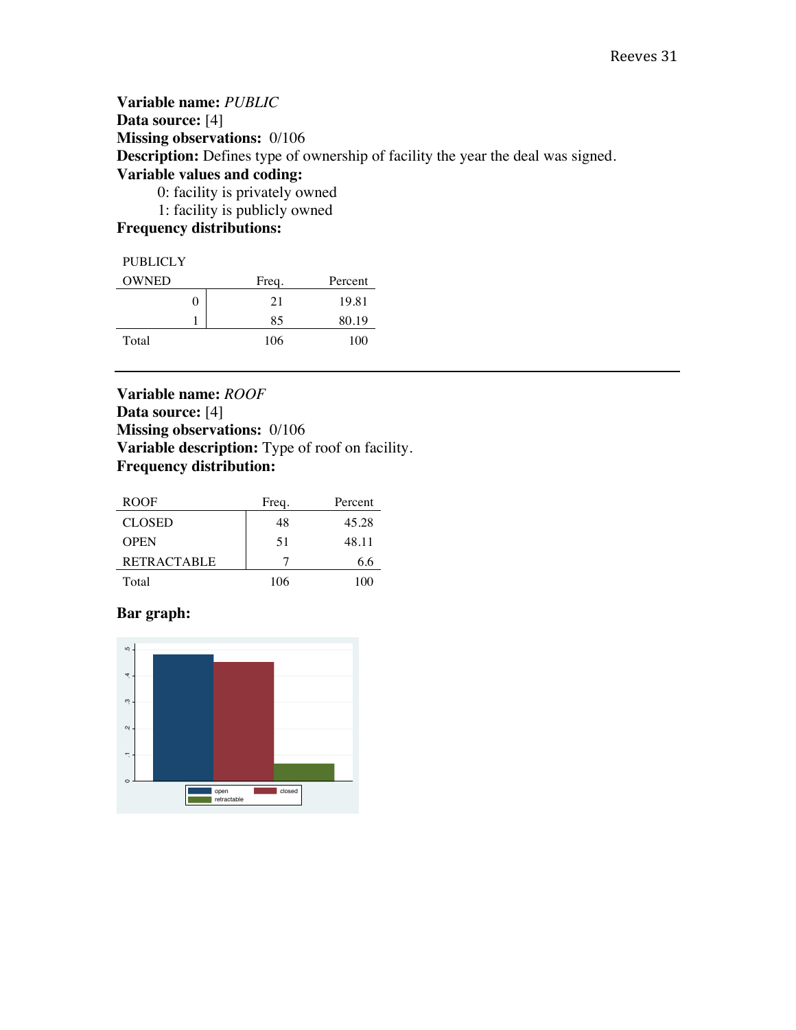**Variable name:** *PUBLIC*
**Data source:** [4]
**Missing observations:** 0/106
**Description:** Defines type of ownership of facility the year the deal was signed.
**Variable values and coding:**

- 0: facility is privately owned
- 1: facility is publicly owned

**Frequency distributions:**

| PUBLICLY OWNED | Freq. | Percent |
|---|---|---|
| 0 | 21 | 19.81 |
| 1 | 85 | 80.19 |
| Total | 106 | 100 |

---

**Variable name:** *ROOF*
**Data source:** [4]
**Missing observations:** 0/106
**Variable description:** Type of roof on facility.
**Frequency distribution:**

| ROOF | Freq. | Percent |
|---|---|---|
| CLOSED | 48 | 45.28 |
| OPEN | 51 | 48.11 |
| RETRACTABLE | 7 | 6.6 |
| Total | 106 | 100 |

**Bar graph:**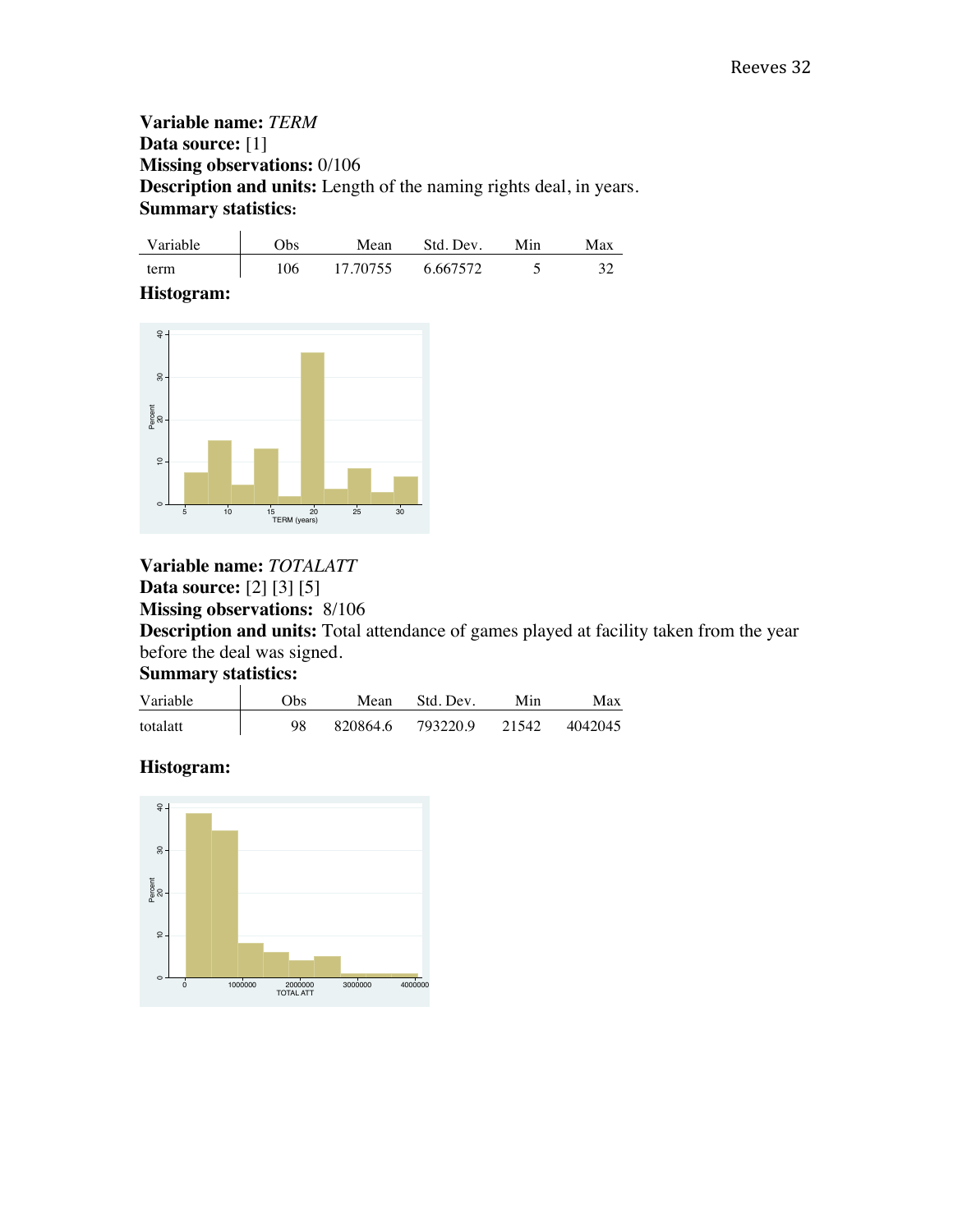**Variable name:** *TERM*
**Data source:** [1]
**Missing observations:** 0/106
**Description and units:** Length of the naming rights deal, in years.
**Summary statistics:**

| Variable | Obs | Mean | Std. Dev. | Min | Max |
|---|---|---|---|---|---|
| term | 106 | 17.70755 | 6.667572 | 5 | 32 |

**Histogram:**

**Variable name:** *TOTALATT*
**Data source:** [2] [3] [5]
**Missing observations:** 8/106
**Description and units:** Total attendance of games played at facility taken from the year before the deal was signed.
**Summary statistics:**

| Variable | Obs | Mean | Std. Dev. | Min | Max |
|---|---|---|---|---|---|
| totalatt | 98 | 820864.6 | 793220.9 | 21542 | 4042045 |

**Histogram:**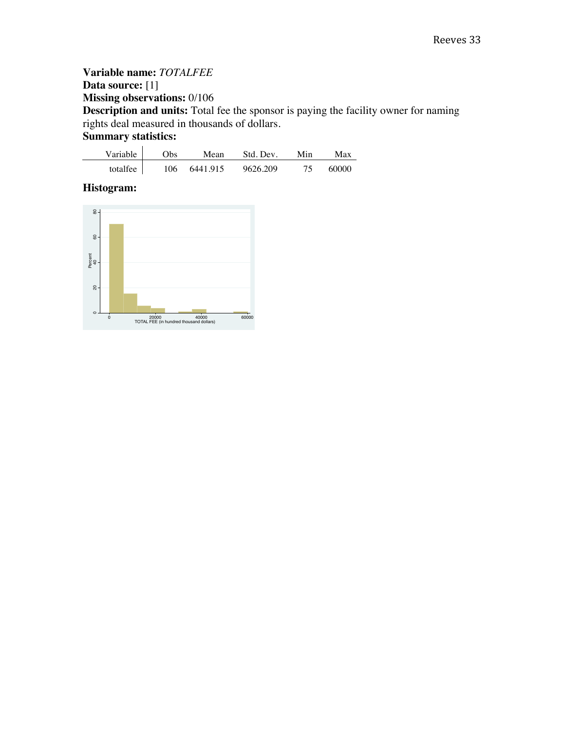**Variable name:** *TOTALFEE*
**Data source:** [1]
**Missing observations:** 0/106
**Description and units:** Total fee the sponsor is paying the facility owner for naming rights deal measured in thousands of dollars.
**Summary statistics:**

| Variable | Obs | Mean | Std. Dev. | Min | Max |
|---|---|---|---|---|---|
| totalfee | 106 | 6441.915 | 9626.209 | 75 | 60000 |

**Histogram:**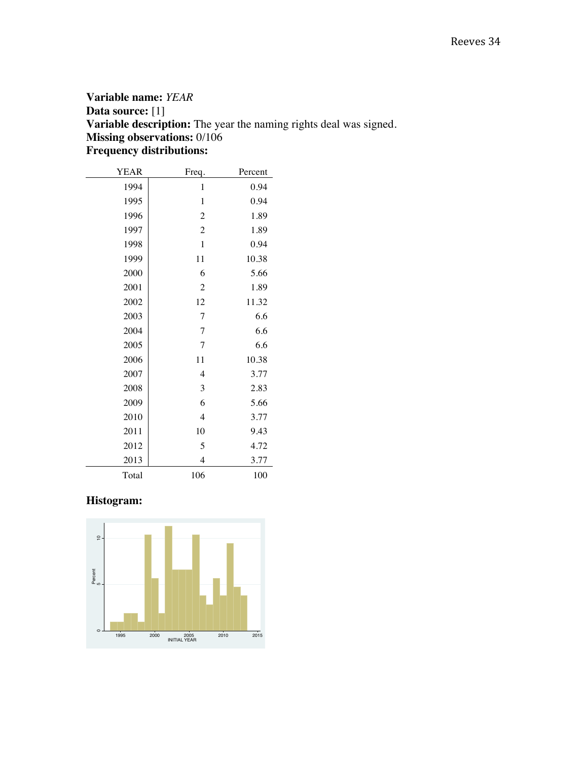**Variable name:** *YEAR*
**Data source:** [1]
**Variable description:** The year the naming rights deal was signed.
**Missing observations:** 0/106
**Frequency distributions:**

| YEAR | Freq. | Percent |
|---|---|---|
| 1994 | 1 | 0.94 |
| 1995 | 1 | 0.94 |
| 1996 | 2 | 1.89 |
| 1997 | 2 | 1.89 |
| 1998 | 1 | 0.94 |
| 1999 | 11 | 10.38 |
| 2000 | 6 | 5.66 |
| 2001 | 2 | 1.89 |
| 2002 | 12 | 11.32 |
| 2003 | 7 | 6.6 |
| 2004 | 7 | 6.6 |
| 2005 | 7 | 6.6 |
| 2006 | 11 | 10.38 |
| 2007 | 4 | 3.77 |
| 2008 | 3 | 2.83 |
| 2009 | 6 | 5.66 |
| 2010 | 4 | 3.77 |
| 2011 | 10 | 9.43 |
| 2012 | 5 | 4.72 |
| 2013 | 4 | 3.77 |
| Total | 106 | 100 |

**Histogram:**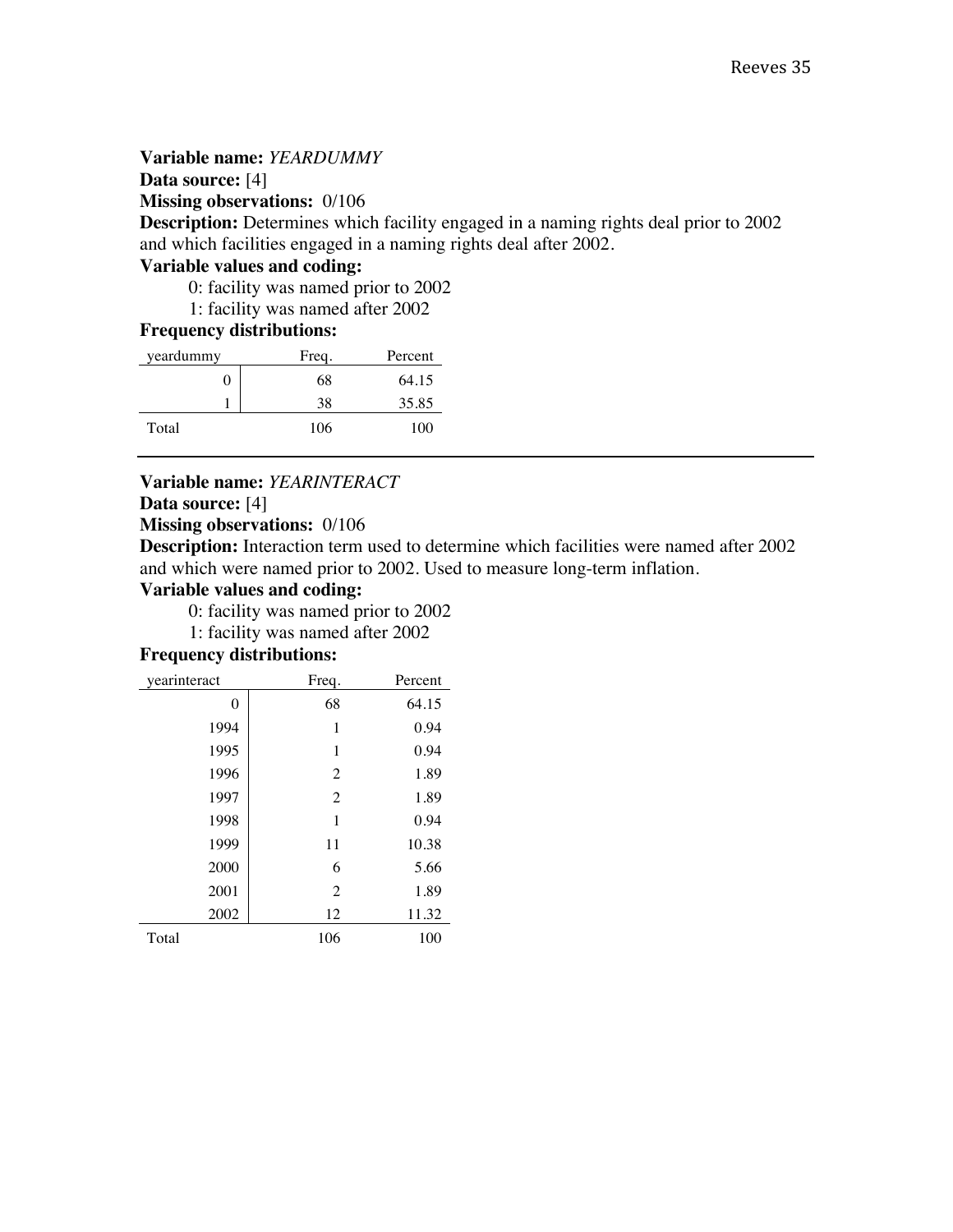**Variable name:** *YEARDUMMY*

**Data source:** [4]

**Missing observations:** 0/106

**Description:** Determines which facility engaged in a naming rights deal prior to 2002 and which facilities engaged in a naming rights deal after 2002.

**Variable values and coding:**

0: facility was named prior to 2002

1: facility was named after 2002

**Frequency distributions:**

| yeardummy | Freq. | Percent |
|---|---|---|
| 0 | 68 | 64.15 |
| 1 | 38 | 35.85 |
| Total | 106 | 100 |

---

**Variable name:** *YEARINTERACT*

**Data source:** [4]

**Missing observations:** 0/106

**Description:** Interaction term used to determine which facilities were named after 2002 and which were named prior to 2002. Used to measure long-term inflation.

**Variable values and coding:**

0: facility was named prior to 2002

1: facility was named after 2002

**Frequency distributions:**

| yearinteract | Freq. | Percent |
|---|---|---|
| 0 | 68 | 64.15 |
| 1994 | 1 | 0.94 |
| 1995 | 1 | 0.94 |
| 1996 | 2 | 1.89 |
| 1997 | 2 | 1.89 |
| 1998 | 1 | 0.94 |
| 1999 | 11 | 10.38 |
| 2000 | 6 | 5.66 |
| 2001 | 2 | 1.89 |
| 2002 | 12 | 11.32 |
| Total | 106 | 100 |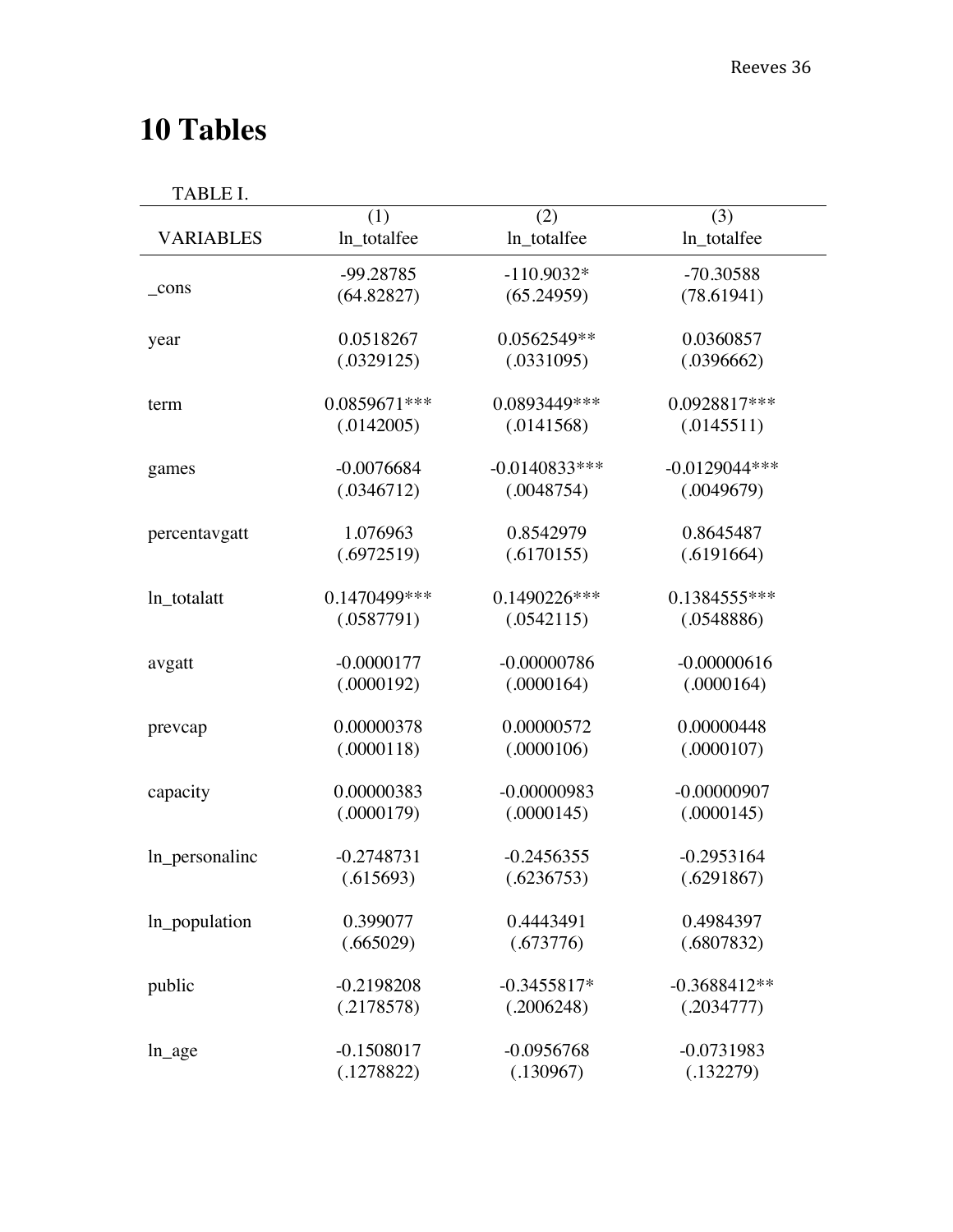# 10 Tables

TABLE I.

| VARIABLES | (1)<br>ln_totalfee | (2)<br>ln_totalfee | (3)<br>ln_totalfee |
|---|---|---|---|
| _cons | -99.28785<br>(64.82827) | -110.9032*<br>(65.24959) | -70.30588<br>(78.61941) |
| year | 0.0518267<br>(.0329125) | 0.0562549**<br>(.0331095) | 0.0360857<br>(.0396662) |
| term | 0.0859671***<br>(.0142005) | 0.0893449***<br>(.0141568) | 0.0928817***<br>(.0145511) |
| games | -0.0076684<br>(.0346712) | -0.0140833***<br>(.0048754) | -0.0129044***<br>(.0049679) |
| percentavgatt | 1.076963<br>(.6972519) | 0.8542979<br>(.6170155) | 0.8645487<br>(.6191664) |
| ln_totalatt | 0.1470499***<br>(.0587791) | 0.1490226***<br>(.0542115) | 0.1384555***<br>(.0548886) |
| avgatt | -0.0000177<br>(.0000192) | -0.00000786<br>(.0000164) | -0.00000616<br>(.0000164) |
| prevcap | 0.00000378<br>(.0000118) | 0.00000572<br>(.0000106) | 0.00000448<br>(.0000107) |
| capacity | 0.00000383<br>(.0000179) | -0.00000983<br>(.0000145) | -0.00000907<br>(.0000145) |
| ln_personalinc | -0.2748731<br>(.615693) | -0.2456355<br>(.6236753) | -0.2953164<br>(.6291867) |
| ln_population | 0.399077<br>(.665029) | 0.4443491<br>(.673776) | 0.4984397<br>(.6807832) |
| public | -0.2198208<br>(.2178578) | -0.3455817*<br>(.2006248) | -0.3688412**<br>(.2034777) |
| ln_age | -0.1508017<br>(.1278822) | -0.0956768<br>(.130967) | -0.0731983<br>(.132279) |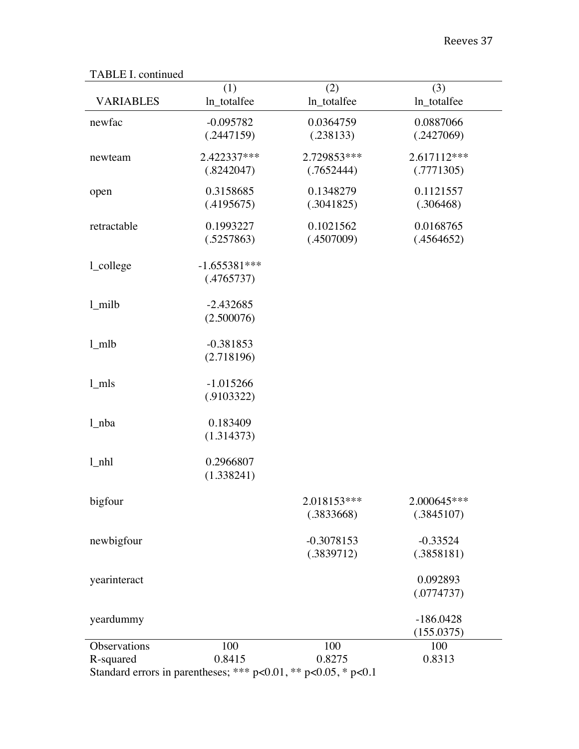TABLE I. continued

| VARIABLES | (1)<br>ln_totalfee | (2)<br>ln_totalfee | (3)<br>ln_totalfee |
|---|---|---|---|
| newfac | -0.095782<br>(.2447159) | 0.0364759<br>(.238133) | 0.0887066<br>(.2427069) |
| newteam | 2.422337***<br>(.8242047) | 2.729853***<br>(.7652444) | 2.617112***<br>(.7771305) |
| open | 0.3158685<br>(.4195675) | 0.1348279<br>(.3041825) | 0.1121557<br>(.306468) |
| retractable | 0.1993227<br>(.5257863) | 0.1021562<br>(.4507009) | 0.0168765<br>(.4564652) |
| l_college | -1.655381***<br>(.4765737) | | |
| l_milb | -2.432685<br>(2.500076) | | |
| l_mlb | -0.381853<br>(2.718196) | | |
| l_mls | -1.015266<br>(.9103322) | | |
| l_nba | 0.183409<br>(1.314373) | | |
| l_nhl | 0.2966807<br>(1.338241) | | |
| bigfour | | 2.018153***<br>(.3833668) | 2.000645***<br>(.3845107) |
| newbigfour | | -0.3078153<br>(.3839712) | -0.33524<br>(.3858181) |
| yearinteract | | | 0.092893<br>(.0774737) |
| yeardummy | | | -186.0428<br>(155.0375) |
| Observations | 100 | 100 | 100 |
| R-squared | 0.8415 | 0.8275 | 0.8313 |

Standard errors in parentheses; *** p<0.01, ** p<0.05, * p<0.1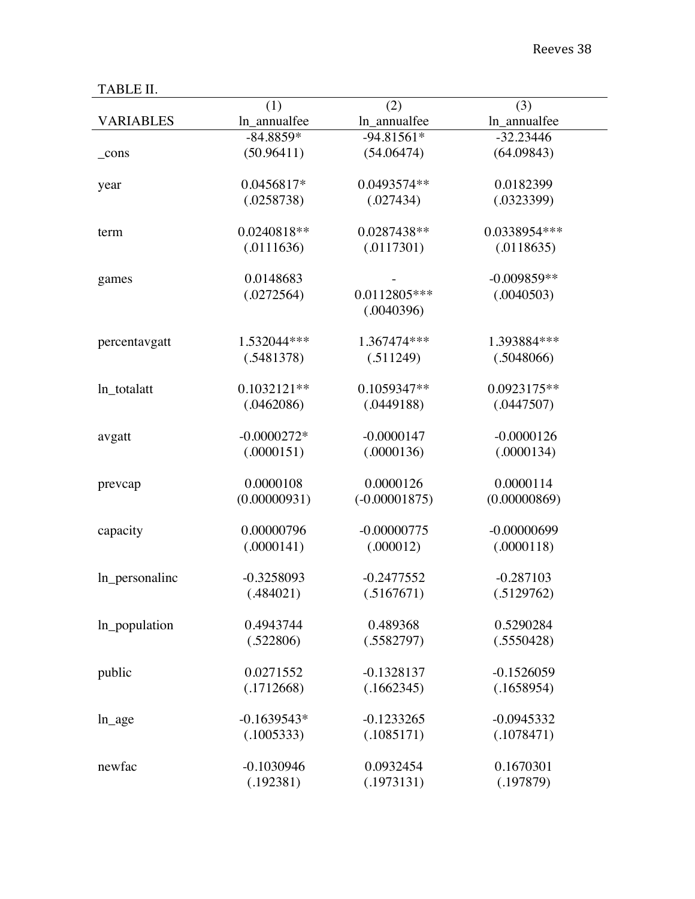TABLE II.

| VARIABLES | (1)<br>ln_annualfee | (2)<br>ln_annualfee | (3)<br>ln_annualfee |
|---|---|---|---|
| _cons | -84.8859*<br>(50.96411) | -94.81561*<br>(54.06474) | -32.23446<br>(64.09843) |
| year | 0.0456817*<br>(.0258738) | 0.0493574**<br>(.027434) | 0.0182399<br>(.0323399) |
| term | 0.0240818**<br>(.0111636) | 0.0287438**<br>(.0117301) | 0.0338954***<br>(.0118635) |
| games | 0.0148683<br>(.0272564) | -<br>0.0112805***<br>(.0040396) | -0.009859**<br>(.0040503) |
| percentavgatt | 1.532044***<br>(.5481378) | 1.367474***<br>(.511249) | 1.393884***<br>(.5048066) |
| ln_totalatt | 0.1032121**<br>(.0462086) | 0.1059347**<br>(.0449188) | 0.0923175**<br>(.0447507) |
| avgatt | -0.0000272*<br>(.0000151) | -0.0000147<br>(.0000136) | -0.0000126<br>(.0000134) |
| prevcap | 0.0000108<br>(0.00000931) | 0.0000126<br>(-0.00001875) | 0.0000114<br>(0.00000869) |
| capacity | 0.00000796<br>(.0000141) | -0.00000775<br>(.000012) | -0.00000699<br>(.0000118) |
| ln_personalinc | -0.3258093<br>(.484021) | -0.2477552<br>(.5167671) | -0.287103<br>(.5129762) |
| ln_population | 0.4943744<br>(.522806) | 0.489368<br>(.5582797) | 0.5290284<br>(.5550428) |
| public | 0.0271552<br>(.1712668) | -0.1328137<br>(.1662345) | -0.1526059<br>(.1658954) |
| ln_age | -0.1639543*<br>(.1005333) | -0.1233265<br>(.1085171) | -0.0945332<br>(.1078471) |
| newfac | -0.1030946<br>(.192381) | 0.0932454<br>(.1973131) | 0.1670301<br>(.197879) |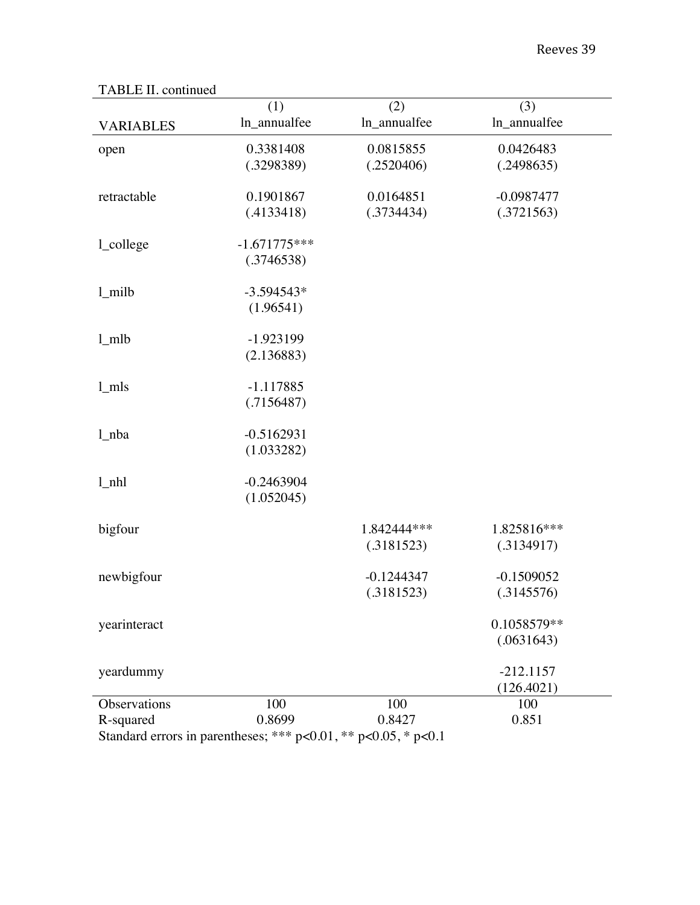TABLE II. continued

| VARIABLES | (1)<br>ln_annualfee | (2)<br>ln_annualfee | (3)<br>ln_annualfee |
|---|---|---|---|
| open | 0.3381408 | 0.0815855 | 0.0426483 |
| | (.3298389) | (.2520406) | (.2498635) |
| retractable | 0.1901867 | 0.0164851 | -0.0987477 |
| | (.4133418) | (.3734434) | (.3721563) |
| l_college | -1.671775*** | | |
| | (.3746538) | | |
| l_milb | -3.594543* | | |
| | (1.96541) | | |
| l_mlb | -1.923199 | | |
| | (2.136883) | | |
| l_mls | -1.117885 | | |
| | (.7156487) | | |
| l_nba | -0.5162931 | | |
| | (1.033282) | | |
| l_nhl | -0.2463904 | | |
| | (1.052045) | | |
| bigfour | | 1.842444*** | 1.825816*** |
| | | (.3181523) | (.3134917) |
| newbigfour | | -0.1244347 | -0.1509052 |
| | | (.3181523) | (.3145576) |
| yearinteract | | | 0.1058579** |
| | | | (.0631643) |
| yeardummy | | | -212.1157 |
| | | | (126.4021) |
| Observations | 100 | 100 | 100 |
| R-squared | 0.8699 | 0.8427 | 0.851 |

Standard errors in parentheses; *** p<0.01, ** p<0.05, * p<0.1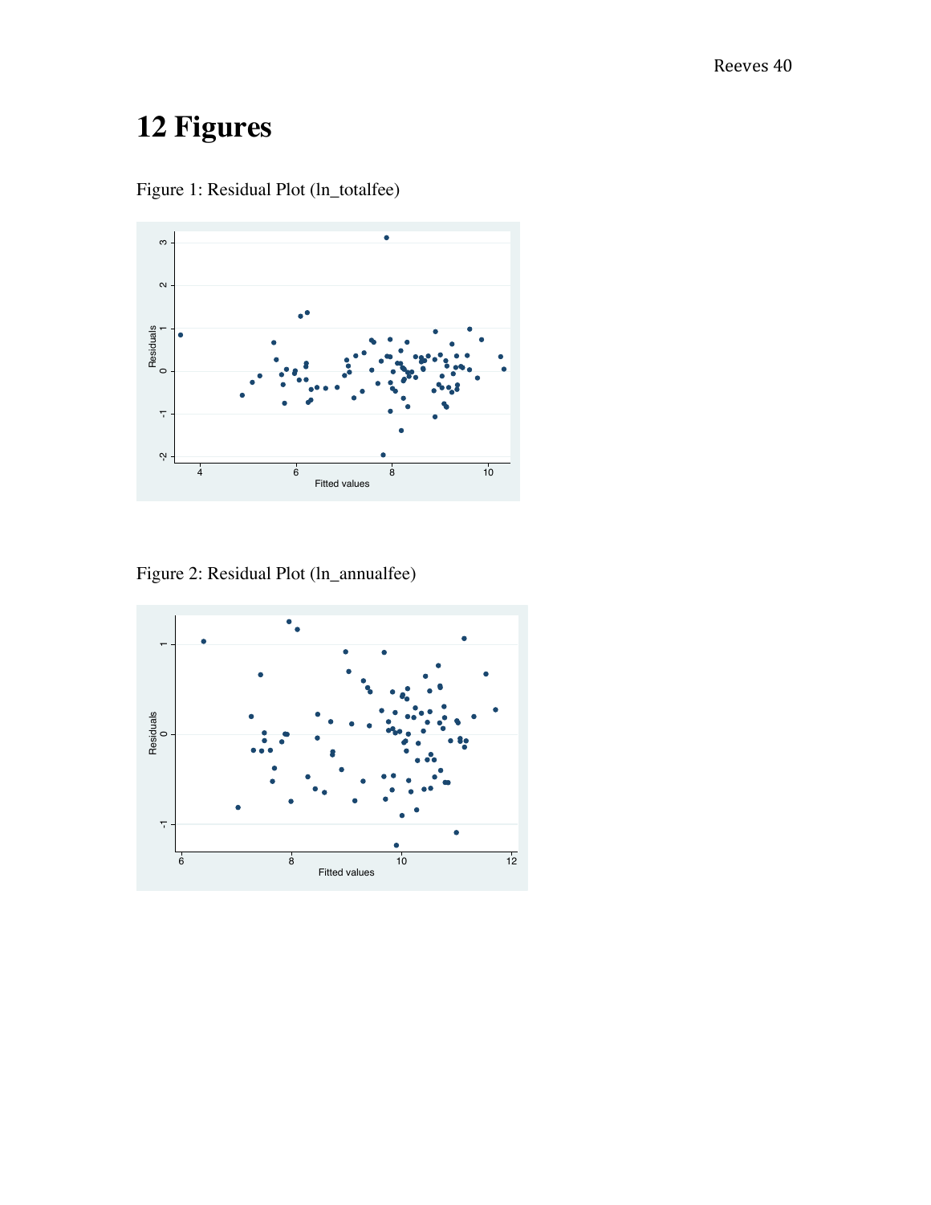# 12 Figures

Figure 1: Residual Plot (ln_totalfee)

Figure 2: Residual Plot (ln_annualfee)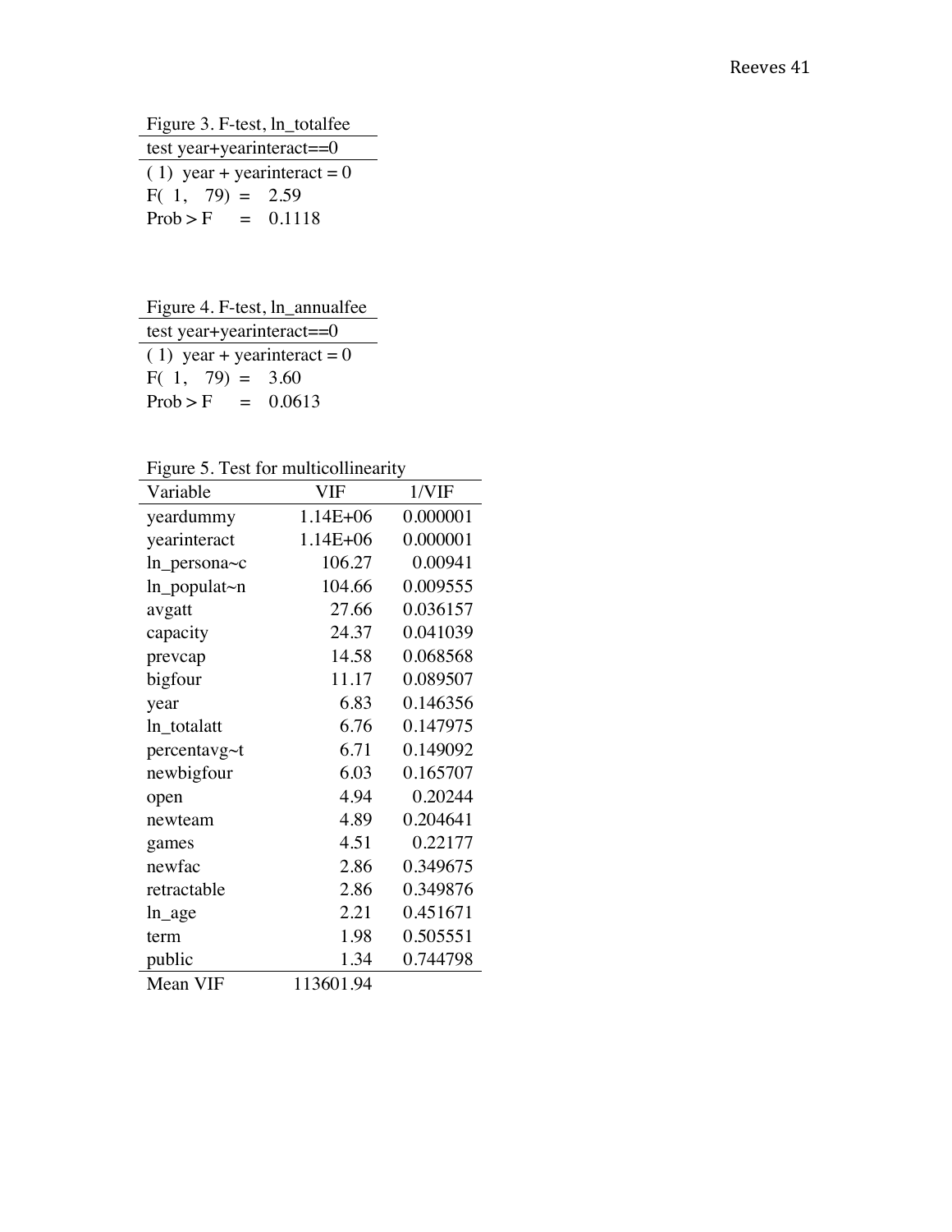Figure 3. F-test, ln_totalfee

| test year+yearinteract==0 |
|---|
| ( 1)  year + yearinteract = 0 |
| F(  1,    79)  =    2.59 |
| Prob > F      =    0.1118 |

Figure 4. F-test, ln_annualfee

| test year+yearinteract==0 |
|---|
| ( 1)  year + yearinteract = 0 |
| F(  1,    79)  =    3.60 |
| Prob > F      =    0.0613 |

Figure 5. Test for multicollinearity

| Variable | VIF | 1/VIF |
|---|---|---|
| yeardummy | 1.14E+06 | 0.000001 |
| yearinteract | 1.14E+06 | 0.000001 |
| ln_persona~c | 106.27 | 0.00941 |
| ln_populat~n | 104.66 | 0.009555 |
| avgatt | 27.66 | 0.036157 |
| capacity | 24.37 | 0.041039 |
| prevcap | 14.58 | 0.068568 |
| bigfour | 11.17 | 0.089507 |
| year | 6.83 | 0.146356 |
| ln_totalatt | 6.76 | 0.147975 |
| percentavg~t | 6.71 | 0.149092 |
| newbigfour | 6.03 | 0.165707 |
| open | 4.94 | 0.20244 |
| newteam | 4.89 | 0.204641 |
| games | 4.51 | 0.22177 |
| newfac | 2.86 | 0.349675 |
| retractable | 2.86 | 0.349876 |
| ln_age | 2.21 | 0.451671 |
| term | 1.98 | 0.505551 |
| public | 1.34 | 0.744798 |
| Mean VIF | 113601.94 | |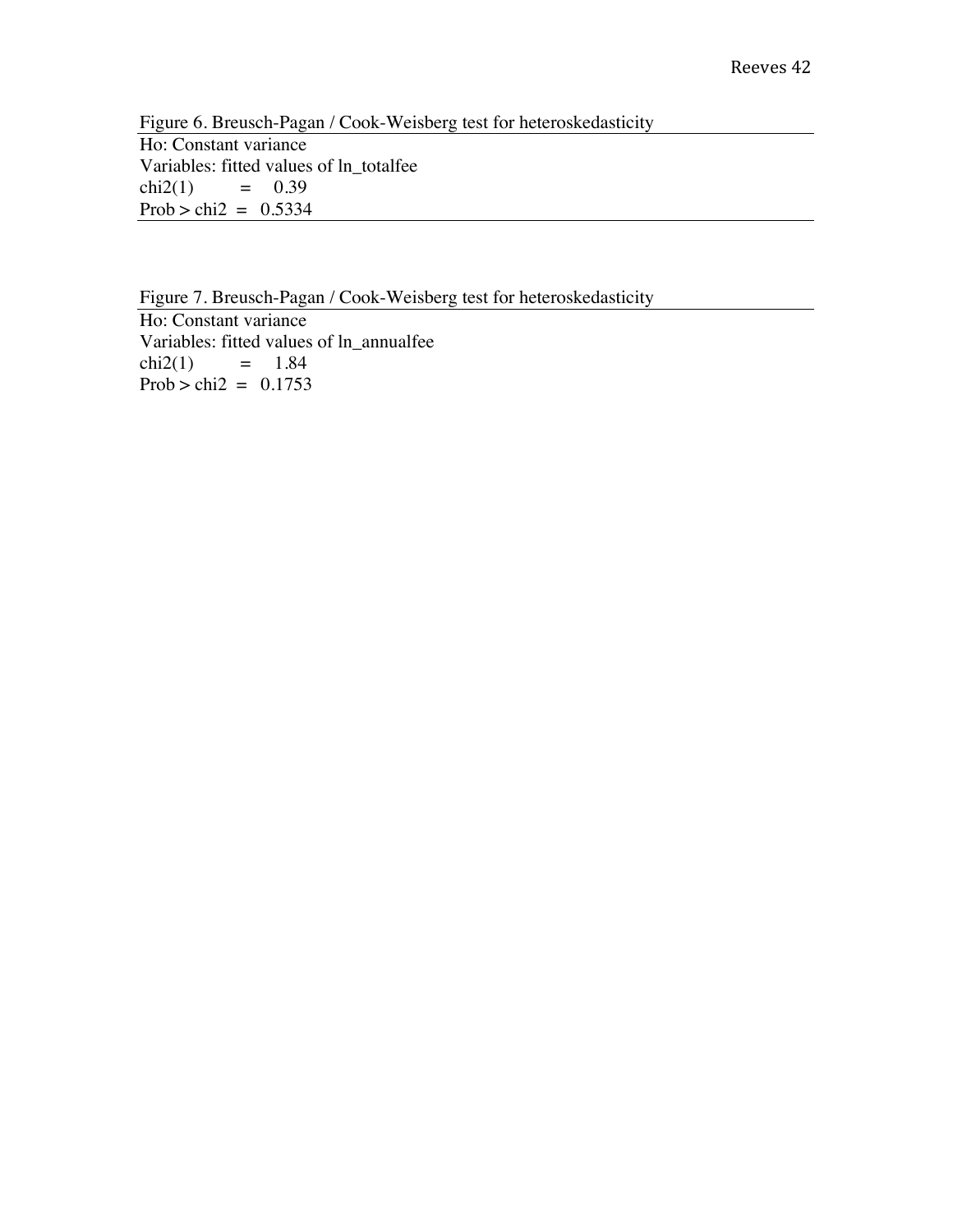Figure 6. Breusch-Pagan / Cook-Weisberg test for heteroskedasticity

Ho: Constant variance
Variables: fitted values of ln_totalfee
chi2(1) = 0.39
Prob > chi2 = 0.5334

Figure 7. Breusch-Pagan / Cook-Weisberg test for heteroskedasticity

Ho: Constant variance
Variables: fitted values of ln_annualfee
chi2(1) = 1.84
Prob > chi2 = 0.1753